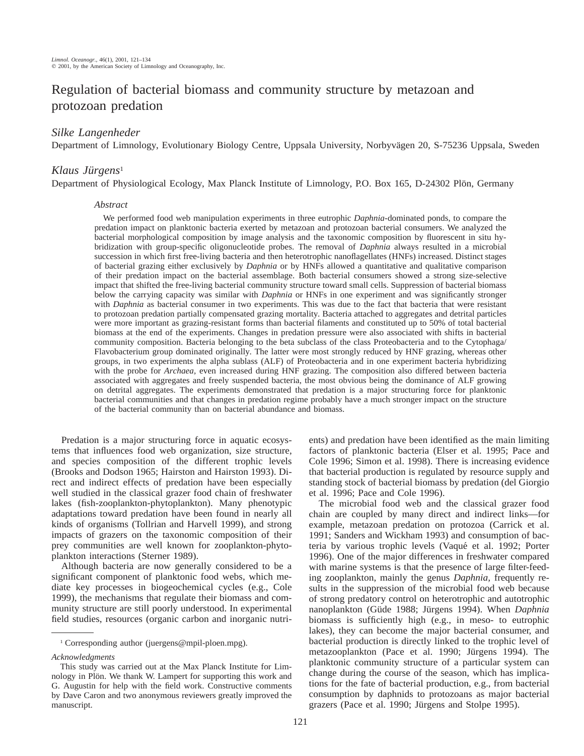# Regulation of bacterial biomass and community structure by metazoan and protozoan predation

## *Silke Langenheder*

Department of Limnology, Evolutionary Biology Centre, Uppsala University, Norbyvägen 20, S-75236 Uppsala, Sweden

## *Klaus Jürgens*[1]

Department of Physiological Ecology, Max Planck Institute of Limnology, P.O. Box 165, D-24302 Plön, Germany

### *Abstract*

We performed food web manipulation experiments in three eutrophic *Daphnia*-dominated ponds, to compare the predation impact on planktonic bacteria exerted by metazoan and protozoan bacterial consumers. We analyzed the bacterial morphological composition by image analysis and the taxonomic composition by fluorescent in situ hybridization with group-specific oligonucleotide probes. The removal of *Daphnia* always resulted in a microbial succession in which first free-living bacteria and then heterotrophic nanoflagellates (HNFs) increased. Distinct stages of bacterial grazing either exclusively by *Daphnia* or by HNFs allowed a quantitative and qualitative comparison of their predation impact on the bacterial assemblage. Both bacterial consumers showed a strong size-selective impact that shifted the free-living bacterial community structure toward small cells. Suppression of bacterial biomass below the carrying capacity was similar with *Daphnia* or HNFs in one experiment and was significantly stronger with *Daphnia* as bacterial consumer in two experiments. This was due to the fact that bacteria that were resistant to protozoan predation partially compensated grazing mortality. Bacteria attached to aggregates and detrital particles were more important as grazing-resistant forms than bacterial filaments and constituted up to 50% of total bacterial biomass at the end of the experiments. Changes in predation pressure were also associated with shifts in bacterial community composition. Bacteria belonging to the beta subclass of the class Proteobacteria and to the Cytophaga/Flavobacterium group dominated originally. The latter were most strongly reduced by HNF grazing, whereas other groups, in two experiments the alpha sublass (ALF) of Proteobacteria and in one experiment bacteria hybridizing with the probe for *Archaea,* even increased during HNF grazing. The composition also differed between bacteria associated with aggregates and freely suspended bacteria, the most obvious being the dominance of ALF growing on detrital aggregates. The experiments demonstrated that predation is a major structuring force for planktonic bacterial communities and that changes in predation regime probably have a much stronger impact on the structure of the bacterial community than on bacterial abundance and biomass.

Predation is a major structuring force in aquatic ecosystems that influences food web organization, size structure, and species composition of the different trophic levels (Brooks and Dodson 1965; Hairston and Hairston 1993). Direct and indirect effects of predation have been especially well studied in the classical grazer food chain of freshwater lakes (fish-zooplankton-phytoplankton). Many phenotypic adaptations toward predation have been found in nearly all kinds of organisms (Tollrian and Harvell 1999), and strong impacts of grazers on the taxonomic composition of their prey communities are well known for zooplankton-phytoplankton interactions (Sterner 1989).

Although bacteria are now generally considered to be a significant component of planktonic food webs, which mediate key processes in biogeochemical cycles (e.g., Cole 1999), the mechanisms that regulate their biomass and community structure are still poorly understood. In experimental field studies, resources (organic carbon and inorganic nutrients) and predation have been identified as the main limiting factors of planktonic bacteria (Elser et al. 1995; Pace and Cole 1996; Simon et al. 1998). There is increasing evidence that bacterial production is regulated by resource supply and standing stock of bacterial biomass by predation (del Giorgio et al. 1996; Pace and Cole 1996).

The microbial food web and the classical grazer food chain are coupled by many direct and indirect links—for example, metazoan predation on protozoa (Carrick et al. 1991; Sanders and Wickham 1993) and consumption of bacteria by various trophic levels (Vaqué et al. 1992; Porter 1996). One of the major differences in freshwater compared with marine systems is that the presence of large filter-feeding zooplankton, mainly the genus *Daphnia,* frequently results in the suppression of the microbial food web because of strong predatory control on heterotrophic and autotrophic nanoplankton (Güde 1988; Jürgens 1994). When *Daphnia* biomass is sufficiently high (e.g., in meso- to eutrophic lakes), they can become the major bacterial consumer, and bacterial production is directly linked to the trophic level of metazooplankton (Pace et al. 1990; Jürgens 1994). The planktonic community structure of a particular system can change during the course of the season, which has implications for the fate of bacterial production, e.g., from bacterial consumption by daphnids to protozoans as major bacterial grazers (Pace et al. 1990; Jürgens and Stolpe 1995).

[1] Corresponding author (juergens@mpil-ploen.mpg).

*Acknowledgments*

This study was carried out at the Max Planck Institute for Limnology in Plön. We thank W. Lampert for supporting this work and G. Augustin for help with the field work. Constructive comments by Dave Caron and two anonymous reviewers greatly improved the manuscript.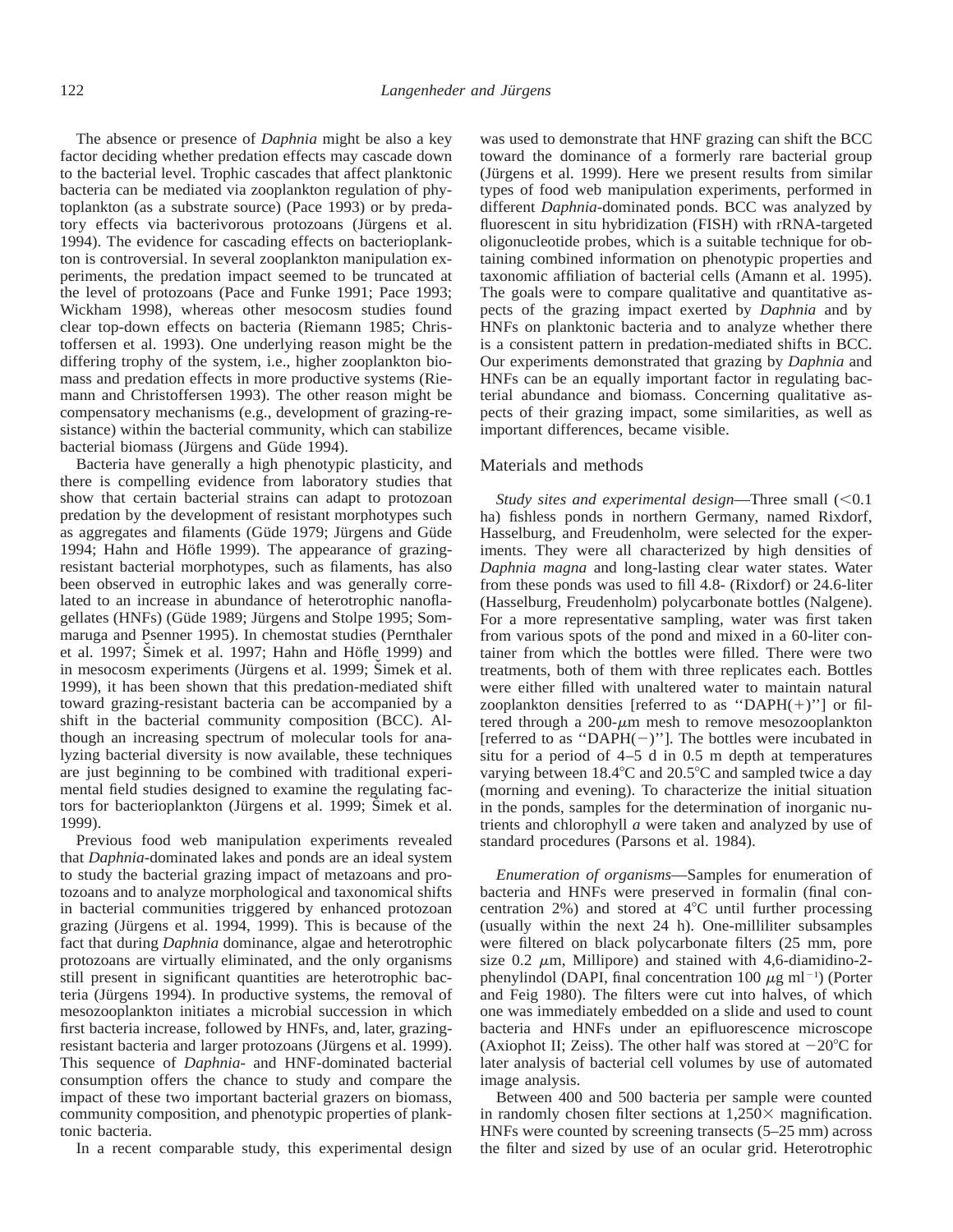The absence or presence of *Daphnia* might be also a key factor deciding whether predation effects may cascade down to the bacterial level. Trophic cascades that affect planktonic bacteria can be mediated via zooplankton regulation of phytoplankton (as a substrate source) (Pace 1993) or by predatory effects via bacterivorous protozoans (Jürgens et al. 1994). The evidence for cascading effects on bacterioplankton is controversial. In several zooplankton manipulation experiments, the predation impact seemed to be truncated at the level of protozoans (Pace and Funke 1991; Pace 1993; Wickham 1998), whereas other mesocosm studies found clear top-down effects on bacteria (Riemann 1985; Christoffersen et al. 1993). One underlying reason might be the differing trophy of the system, i.e., higher zooplankton biomass and predation effects in more productive systems (Riemann and Christoffersen 1993). The other reason might be compensatory mechanisms (e.g., development of grazing-resistance) within the bacterial community, which can stabilize bacterial biomass (Jürgens and Güde 1994).

Bacteria have generally a high phenotypic plasticity, and there is compelling evidence from laboratory studies that show that certain bacterial strains can adapt to protozoan predation by the development of resistant morphotypes such as aggregates and filaments (Güde 1979; Jürgens and Güde 1994; Hahn and Höfle 1999). The appearance of grazing-resistant bacterial morphotypes, such as filaments, has also been observed in eutrophic lakes and was generally correlated to an increase in abundance of heterotrophic nanoflagellates (HNFs) (Güde 1989; Jürgens and Stolpe 1995; Sommaruga and Psenner 1995). In chemostat studies (Pernthaler et al. 1997; Šimek et al. 1997; Hahn and Höfle 1999) and in mesocosm experiments (Jürgens et al. 1999; Šimek et al. 1999), it has been shown that this predation-mediated shift toward grazing-resistant bacteria can be accompanied by a shift in the bacterial community composition (BCC). Although an increasing spectrum of molecular tools for analyzing bacterial diversity is now available, these techniques are just beginning to be combined with traditional experimental field studies designed to examine the regulating factors for bacterioplankton (Jürgens et al. 1999; Šimek et al. 1999).

Previous food web manipulation experiments revealed that *Daphnia*-dominated lakes and ponds are an ideal system to study the bacterial grazing impact of metazoans and protozoans and to analyze morphological and taxonomical shifts in bacterial communities triggered by enhanced protozoan grazing (Jürgens et al. 1994, 1999). This is because of the fact that during *Daphnia* dominance, algae and heterotrophic protozoans are virtually eliminated, and the only organisms still present in significant quantities are heterotrophic bacteria (Jürgens 1994). In productive systems, the removal of mesozooplankton initiates a microbial succession in which first bacteria increase, followed by HNFs, and, later, grazing-resistant bacteria and larger protozoans (Jürgens et al. 1999). This sequence of *Daphnia*- and HNF-dominated bacterial consumption offers the chance to study and compare the impact of these two important bacterial grazers on biomass, community composition, and phenotypic properties of planktonic bacteria.

In a recent comparable study, this experimental design was used to demonstrate that HNF grazing can shift the BCC toward the dominance of a formerly rare bacterial group (Jürgens et al. 1999). Here we present results from similar types of food web manipulation experiments, performed in different *Daphnia*-dominated ponds. BCC was analyzed by fluorescent in situ hybridization (FISH) with rRNA-targeted oligonucleotide probes, which is a suitable technique for obtaining combined information on phenotypic properties and taxonomic affiliation of bacterial cells (Amann et al. 1995). The goals were to compare qualitative and quantitative aspects of the grazing impact exerted by *Daphnia* and by HNFs on planktonic bacteria and to analyze whether there is a consistent pattern in predation-mediated shifts in BCC. Our experiments demonstrated that grazing by *Daphnia* and HNFs can be an equally important factor in regulating bacterial abundance and biomass. Concerning qualitative aspects of their grazing impact, some similarities, as well as important differences, became visible.

## Materials and methods

*Study sites and experimental design*—Three small (<0.1 ha) fishless ponds in northern Germany, named Rixdorf, Hasselburg, and Freudenholm, were selected for the experiments. They were all characterized by high densities of *Daphnia magna* and long-lasting clear water states. Water from these ponds was used to fill 4.8- (Rixdorf) or 24.6-liter (Hasselburg, Freudenholm) polycarbonate bottles (Nalgene). For a more representative sampling, water was first taken from various spots of the pond and mixed in a 60-liter container from which the bottles were filled. There were two treatments, both of them with three replicates each. Bottles were either filled with unaltered water to maintain natural zooplankton densities [referred to as ''DAPH(+)''] or filtered through a 200-$\mu$m mesh to remove mesozooplankton [referred to as ''DAPH(−)'']. The bottles were incubated in situ for a period of 4–5 d in 0.5 m depth at temperatures varying between 18.4°C and 20.5°C and sampled twice a day (morning and evening). To characterize the initial situation in the ponds, samples for the determination of inorganic nutrients and chlorophyll *a* were taken and analyzed by use of standard procedures (Parsons et al. 1984).

*Enumeration of organisms*—Samples for enumeration of bacteria and HNFs were preserved in formalin (final concentration 2%) and stored at 4°C until further processing (usually within the next 24 h). One-milliliter subsamples were filtered on black polycarbonate filters (25 mm, pore size 0.2 $\mu$m, Millipore) and stained with 4,6-diamidino-2-phenylindol (DAPI, final concentration 100 $\mu$g ml$^{-1}$) (Porter and Feig 1980). The filters were cut into halves, of which one was immediately embedded on a slide and used to count bacteria and HNFs under an epifluorescence microscope (Axiophot II; Zeiss). The other half was stored at −20°C for later analysis of bacterial cell volumes by use of automated image analysis.

Between 400 and 500 bacteria per sample were counted in randomly chosen filter sections at 1,250× magnification. HNFs were counted by screening transects (5–25 mm) across the filter and sized by use of an ocular grid. Heterotrophic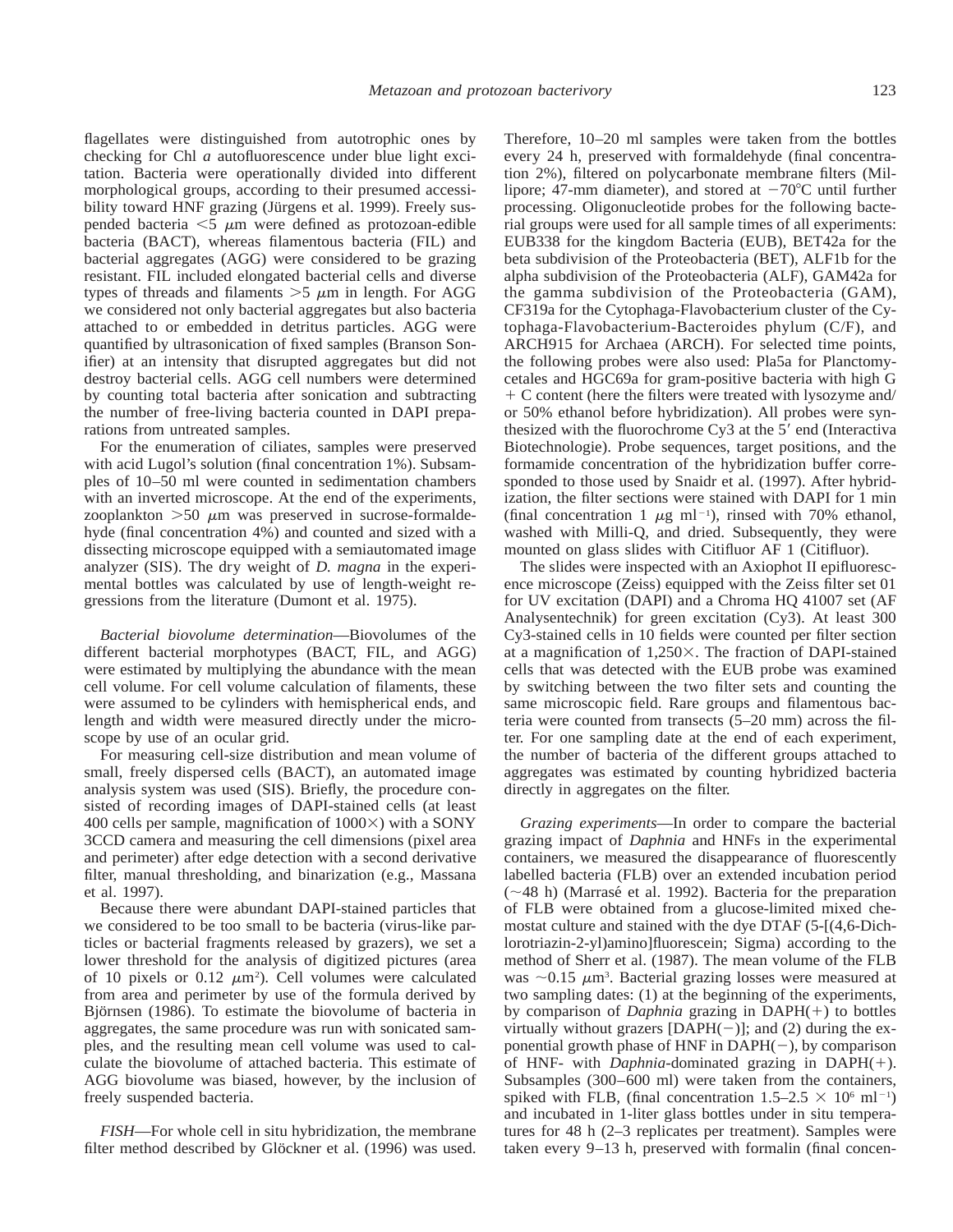flagellates were distinguished from autotrophic ones by checking for Chl *a* autofluorescence under blue light excitation. Bacteria were operationally divided into different morphological groups, according to their presumed accessibility toward HNF grazing (Jürgens et al. 1999). Freely suspended bacteria $<5$ $\mu$m were defined as protozoan-edible bacteria (BACT), whereas filamentous bacteria (FIL) and bacterial aggregates (AGG) were considered to be grazing resistant. FIL included elongated bacterial cells and diverse types of threads and filaments $>5$ $\mu$m in length. For AGG we considered not only bacterial aggregates but also bacteria attached to or embedded in detritus particles. AGG were quantified by ultrasonication of fixed samples (Branson Sonifier) at an intensity that disrupted aggregates but did not destroy bacterial cells. AGG cell numbers were determined by counting total bacteria after sonication and subtracting the number of free-living bacteria counted in DAPI preparations from untreated samples.

For the enumeration of ciliates, samples were preserved with acid Lugol's solution (final concentration 1%). Subsamples of 10–50 ml were counted in sedimentation chambers with an inverted microscope. At the end of the experiments, zooplankton $>50$ $\mu$m was preserved in sucrose-formaldehyde (final concentration 4%) and counted and sized with a dissecting microscope equipped with a semiautomated image analyzer (SIS). The dry weight of *D. magna* in the experimental bottles was calculated by use of length-weight regressions from the literature (Dumont et al. 1975).

*Bacterial biovolume determination*—Biovolumes of the different bacterial morphotypes (BACT, FIL, and AGG) were estimated by multiplying the abundance with the mean cell volume. For cell volume calculation of filaments, these were assumed to be cylinders with hemispherical ends, and length and width were measured directly under the microscope by use of an ocular grid.

For measuring cell-size distribution and mean volume of small, freely dispersed cells (BACT), an automated image analysis system was used (SIS). Briefly, the procedure consisted of recording images of DAPI-stained cells (at least 400 cells per sample, magnification of 1000×) with a SONY 3CCD camera and measuring the cell dimensions (pixel area and perimeter) after edge detection with a second derivative filter, manual thresholding, and binarization (e.g., Massana et al. 1997).

Because there were abundant DAPI-stained particles that we considered to be too small to be bacteria (virus-like particles or bacterial fragments released by grazers), we set a lower threshold for the analysis of digitized pictures (area of 10 pixels or 0.12 $\mu$m$^2$). Cell volumes were calculated from area and perimeter by use of the formula derived by Björnsen (1986). To estimate the biovolume of bacteria in aggregates, the same procedure was run with sonicated samples, and the resulting mean cell volume was used to calculate the biovolume of attached bacteria. This estimate of AGG biovolume was biased, however, by the inclusion of freely suspended bacteria.

*FISH*—For whole cell in situ hybridization, the membrane filter method described by Glöckner et al. (1996) was used. Therefore, 10–20 ml samples were taken from the bottles every 24 h, preserved with formaldehyde (final concentration 2%), filtered on polycarbonate membrane filters (Millipore; 47-mm diameter), and stored at $-70$°C until further processing. Oligonucleotide probes for the following bacterial groups were used for all sample times of all experiments: EUB338 for the kingdom Bacteria (EUB), BET42a for the beta subdivision of the Proteobacteria (BET), ALF1b for the alpha subdivision of the Proteobacteria (ALF), GAM42a for the gamma subdivision of the Proteobacteria (GAM), CF319a for the Cytophaga-Flavobacterium cluster of the Cytophaga-Flavobacterium-Bacteroides phylum (C/F), and ARCH915 for Archaea (ARCH). For selected time points, the following probes were also used: Pla5a for Planctomycetales and HGC69a for gram-positive bacteria with high G + C content (here the filters were treated with lysozyme and/or 50% ethanol before hybridization). All probes were synthesized with the fluorochrome Cy3 at the 5′ end (Interactiva Biotechnologie). Probe sequences, target positions, and the formamide concentration of the hybridization buffer corresponded to those used by Snaidr et al. (1997). After hybridization, the filter sections were stained with DAPI for 1 min (final concentration 1 $\mu$g ml$^{-1}$), rinsed with 70% ethanol, washed with Milli-Q, and dried. Subsequently, they were mounted on glass slides with Citifluor AF 1 (Citifluor).

The slides were inspected with an Axiophot II epifluorescence microscope (Zeiss) equipped with the Zeiss filter set 01 for UV excitation (DAPI) and a Chroma HQ 41007 set (AF Analysentechnik) for green excitation (Cy3). At least 300 Cy3-stained cells in 10 fields were counted per filter section at a magnification of 1,250×. The fraction of DAPI-stained cells that was detected with the EUB probe was examined by switching between the two filter sets and counting the same microscopic field. Rare groups and filamentous bacteria were counted from transects (5–20 mm) across the filter. For one sampling date at the end of each experiment, the number of bacteria of the different groups attached to aggregates was estimated by counting hybridized bacteria directly in aggregates on the filter.

*Grazing experiments*—In order to compare the bacterial grazing impact of *Daphnia* and HNFs in the experimental containers, we measured the disappearance of fluorescently labelled bacteria (FLB) over an extended incubation period (~48 h) (Marrasé et al. 1992). Bacteria for the preparation of FLB were obtained from a glucose-limited mixed chemostat culture and stained with the dye DTAF (5-[(4,6-Dichlorotriazin-2-yl)amino]fluorescein; Sigma) according to the method of Sherr et al. (1987). The mean volume of the FLB was ~0.15 $\mu$m$^3$. Bacterial grazing losses were measured at two sampling dates: (1) at the beginning of the experiments, by comparison of *Daphnia* grazing in DAPH(+) to bottles virtually without grazers [DAPH(−)]; and (2) during the exponential growth phase of HNF in DAPH(−), by comparison of HNF- with *Daphnia*-dominated grazing in DAPH(+). Subsamples (300–600 ml) were taken from the containers, spiked with FLB, (final concentration 1.5–2.5 × 10$^6$ ml$^{-1}$) and incubated in 1-liter glass bottles under in situ temperatures for 48 h (2–3 replicates per treatment). Samples were taken every 9–13 h, preserved with formalin (final concen-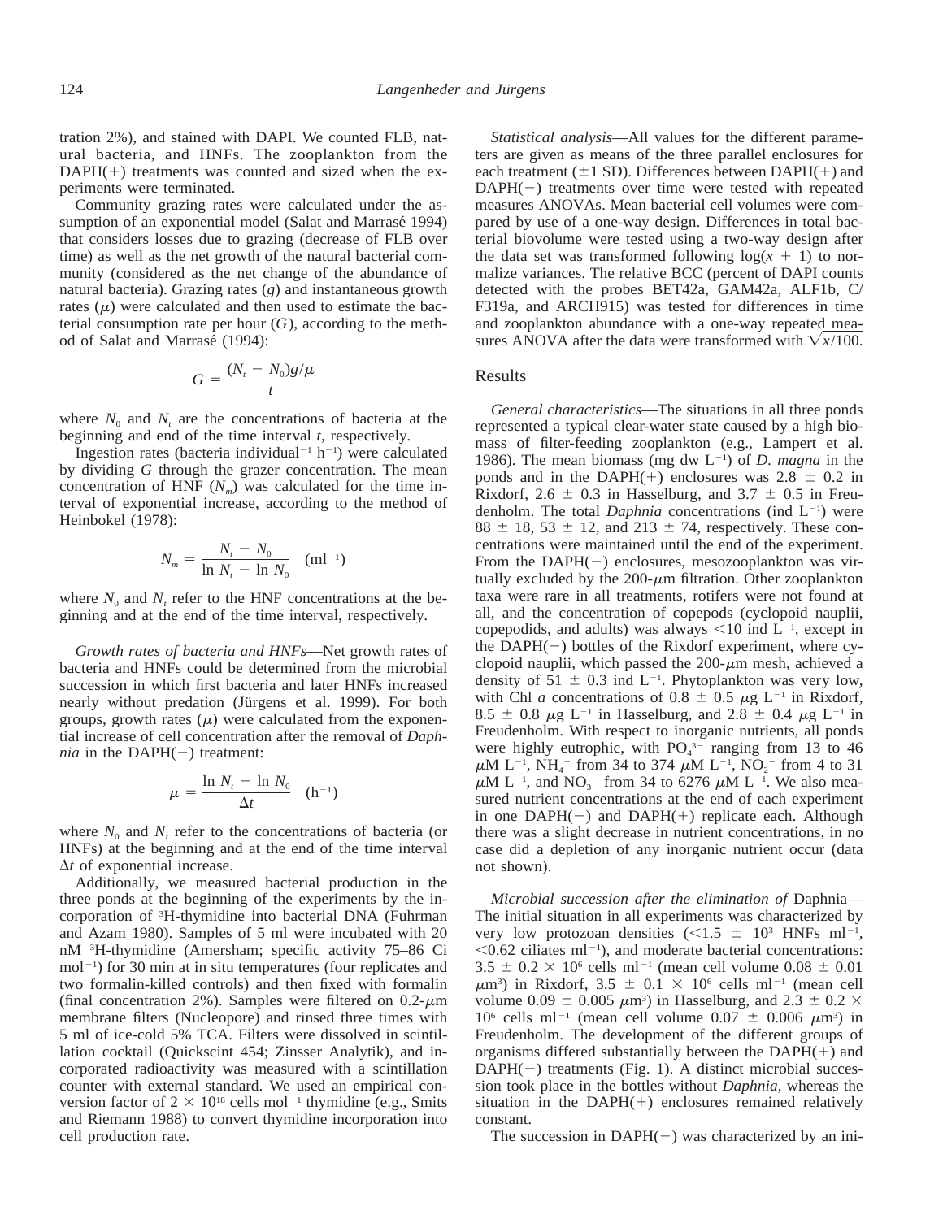tration 2%), and stained with DAPI. We counted FLB, natural bacteria, and HNFs. The zooplankton from the DAPH(+) treatments was counted and sized when the experiments were terminated.

Community grazing rates were calculated under the assumption of an exponential model (Salat and Marrasé 1994) that considers losses due to grazing (decrease of FLB over time) as well as the net growth of the natural bacterial community (considered as the net change of the abundance of natural bacteria). Grazing rates ($g$) and instantaneous growth rates ($\mu$) were calculated and then used to estimate the bacterial consumption rate per hour ($G$), according to the method of Salat and Marrasé (1994):

$$G = \frac{(N_t - N_0)g/\mu}{t}$$

where $N_0$ and $N_t$ are the concentrations of bacteria at the beginning and end of the time interval $t$, respectively.

Ingestion rates (bacteria individual$^{-1}$ h$^{-1}$) were calculated by dividing $G$ through the grazer concentration. The mean concentration of HNF ($N_m$) was calculated for the time interval of exponential increase, according to the method of Heinbokel (1978):

$$N_m = \frac{N_t - N_0}{\ln N_t - \ln N_0} \quad (\text{ml}^{-1})$$

where $N_0$ and $N_t$ refer to the HNF concentrations at the beginning and at the end of the time interval, respectively.

*Growth rates of bacteria and HNFs*—Net growth rates of bacteria and HNFs could be determined from the microbial succession in which first bacteria and later HNFs increased nearly without predation (Jürgens et al. 1999). For both groups, growth rates ($\mu$) were calculated from the exponential increase of cell concentration after the removal of *Daphnia* in the DAPH(−) treatment:

$$\mu = \frac{\ln N_t - \ln N_0}{\Delta t} \quad (\text{h}^{-1})$$

where $N_0$ and $N_t$ refer to the concentrations of bacteria (or HNFs) at the beginning and at the end of the time interval $\Delta t$ of exponential increase.

Additionally, we measured bacterial production in the three ponds at the beginning of the experiments by the incorporation of $^3$H-thymidine into bacterial DNA (Fuhrman and Azam 1980). Samples of 5 ml were incubated with 20 nM $^3$H-thymidine (Amersham; specific activity 75–86 Ci mol$^{-1}$) for 30 min at in situ temperatures (four replicates and two formalin-killed controls) and then fixed with formalin (final concentration 2%). Samples were filtered on 0.2-$\mu$m membrane filters (Nucleopore) and rinsed three times with 5 ml of ice-cold 5% TCA. Filters were dissolved in scintillation cocktail (Quickscint 454; Zinsser Analytik), and incorporated radioactivity was measured with a scintillation counter with external standard. We used an empirical conversion factor of $2 \times 10^{18}$ cells mol$^{-1}$ thymidine (e.g., Smits and Riemann 1988) to convert thymidine incorporation into cell production rate.

*Statistical analysis*—All values for the different parameters are given as means of the three parallel enclosures for each treatment (±1 SD). Differences between DAPH(+) and DAPH(−) treatments over time were tested with repeated measures ANOVAs. Mean bacterial cell volumes were compared by use of a one-way design. Differences in total bacterial biovolume were tested using a two-way design after the data set was transformed following $\log(x + 1)$ to normalize variances. The relative BCC (percent of DAPI counts detected with the probes BET42a, GAM42a, ALF1b, C/F319a, and ARCH915) was tested for differences in time and zooplankton abundance with a one-way repeated measures ANOVA after the data were transformed with $\sqrt{x/100}$.

## Results

*General characteristics*—The situations in all three ponds represented a typical clear-water state caused by a high biomass of filter-feeding zooplankton (e.g., Lampert et al. 1986). The mean biomass (mg dw L$^{-1}$) of *D. magna* in the ponds and in the DAPH(+) enclosures was 2.8 ± 0.2 in Rixdorf, 2.6 ± 0.3 in Hasselburg, and 3.7 ± 0.5 in Freudenholm. The total *Daphnia* concentrations (ind L$^{-1}$) were 88 ± 18, 53 ± 12, and 213 ± 74, respectively. These concentrations were maintained until the end of the experiment. From the DAPH(−) enclosures, mesozooplankton was virtually excluded by the 200-$\mu$m filtration. Other zooplankton taxa were rare in all treatments, rotifers were not found at all, and the concentration of copepods (cyclopoid nauplii, copepodids, and adults) was always <10 ind L$^{-1}$, except in the DAPH(−) bottles of the Rixdorf experiment, where cyclopoid nauplii, which passed the 200-$\mu$m mesh, achieved a density of 51 ± 0.3 ind L$^{-1}$. Phytoplankton was very low, with Chl *a* concentrations of 0.8 ± 0.5 $\mu$g L$^{-1}$ in Rixdorf, 8.5 ± 0.8 $\mu$g L$^{-1}$ in Hasselburg, and 2.8 ± 0.4 $\mu$g L$^{-1}$ in Freudenholm. With respect to inorganic nutrients, all ponds were highly eutrophic, with $PO_4^{3-}$ ranging from 13 to 46 $\mu$M L$^{-1}$, $NH_4^+$ from 34 to 374 $\mu$M L$^{-1}$, $NO_2^-$ from 4 to 31 $\mu$M L$^{-1}$, and $NO_3^-$ from 34 to 6276 $\mu$M L$^{-1}$. We also measured nutrient concentrations at the end of each experiment in one DAPH(−) and DAPH(+) replicate each. Although there was a slight decrease in nutrient concentrations, in no case did a depletion of any inorganic nutrient occur (data not shown).

*Microbial succession after the elimination of* Daphnia—The initial situation in all experiments was characterized by very low protozoan densities (<1.5 ± $10^3$ HNFs ml$^{-1}$, <0.62 ciliates ml$^{-1}$), and moderate bacterial concentrations: 3.5 ± 0.2 × $10^6$ cells ml$^{-1}$ (mean cell volume 0.08 ± 0.01 $\mu$m$^3$) in Rixdorf, 3.5 ± 0.1 × $10^6$ cells ml$^{-1}$ (mean cell volume 0.09 ± 0.005 $\mu$m$^3$) in Hasselburg, and 2.3 ± 0.2 × $10^6$ cells ml$^{-1}$ (mean cell volume 0.07 ± 0.006 $\mu$m$^3$) in Freudenholm. The development of the different groups of organisms differed substantially between the DAPH(+) and DAPH(−) treatments (Fig. 1). A distinct microbial succession took place in the bottles without *Daphnia*, whereas the situation in the DAPH(+) enclosures remained relatively constant.

The succession in DAPH(−) was characterized by an ini-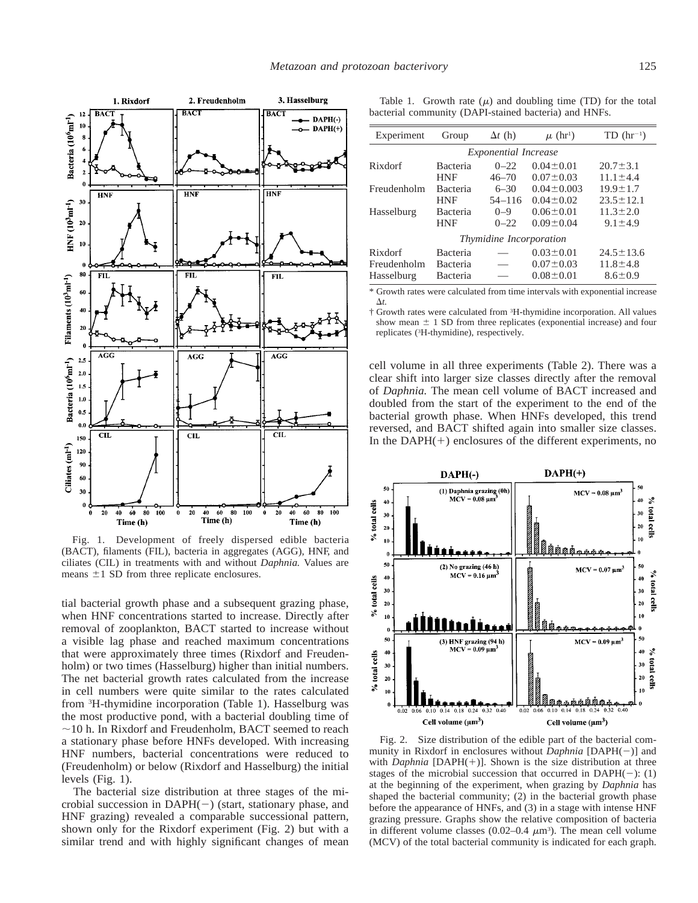Fig. 1. Development of freely dispersed edible bacteria (BACT), filaments (FIL), bacteria in aggregates (AGG), HNF, and ciliates (CIL) in treatments with and without *Daphnia.* Values are means ±1 SD from three replicate enclosures.

tial bacterial growth phase and a subsequent grazing phase, when HNF concentrations started to increase. Directly after removal of zooplankton, BACT started to increase without a visible lag phase and reached maximum concentrations that were approximately three times (Rixdorf and Freudenholm) or two times (Hasselburg) higher than initial numbers. The net bacterial growth rates calculated from the increase in cell numbers were quite similar to the rates calculated from $^3$H-thymidine incorporation (Table 1). Hasselburg was the most productive pond, with a bacterial doubling time of ~10 h. In Rixdorf and Freudenholm, BACT seemed to reach a stationary phase before HNFs developed. With increasing HNF numbers, bacterial concentrations were reduced to (Freudenholm) or below (Rixdorf and Hasselburg) the initial levels (Fig. 1).

The bacterial size distribution at three stages of the microbial succession in DAPH(−) (start, stationary phase, and HNF grazing) revealed a comparable successional pattern, shown only for the Rixdorf experiment (Fig. 2) but with a similar trend and with highly significant changes of mean cell volume in all three experiments (Table 2). There was a clear shift into larger size classes directly after the removal of *Daphnia.* The mean cell volume of BACT increased and doubled from the start of the experiment to the end of the bacterial growth phase. When HNFs developed, this trend reversed, and BACT shifted again into smaller size classes. In the DAPH(+) enclosures of the different experiments, no

Table 1. Growth rate ($\mu$) and doubling time (TD) for the total bacterial community (DAPI-stained bacteria) and HNFs.

| Experiment | Group | $\Delta t$ (h) | $\mu$ (hr$^{1}$) | TD (hr$^{-1}$) |
|---|---|---|---|---|
| *Exponential Increase* | | | | |
| Rixdorf | Bacteria | 0–22 | 0.04±0.01 | 20.7±3.1 |
| | HNF | 46–70 | 0.07±0.03 | 11.1±4.4 |
| Freudenholm | Bacteria | 6–30 | 0.04±0.003 | 19.9±1.7 |
| | HNF | 54–116 | 0.04±0.02 | 23.5±12.1 |
| Hasselburg | Bacteria | 0–9 | 0.06±0.01 | 11.3±2.0 |
| | HNF | 0–22 | 0.09±0.04 | 9.1±4.9 |
| *Thymidine Incorporation* | | | | |
| Rixdorf | Bacteria | — | 0.03±0.01 | 24.5±13.6 |
| Freudenholm | Bacteria | — | 0.07±0.03 | 11.8±4.8 |
| Hasselburg | Bacteria | — | 0.08±0.01 | 8.6±0.9 |

\* Growth rates were calculated from time intervals with exponential increase $\Delta t$.

† Growth rates were calculated from $^3$H-thymidine incorporation. All values show mean ± 1 SD from three replicates (exponential increase) and four replicates ($^3$H-thymidine), respectively.

Fig. 2. Size distribution of the edible part of the bacterial community in Rixdorf in enclosures without *Daphnia* [DAPH(−)] and with *Daphnia* [DAPH(+)]. Shown is the size distribution at three stages of the microbial succession that occurred in DAPH(−): (1) at the beginning of the experiment, when grazing by *Daphnia* has shaped the bacterial community; (2) in the bacterial growth phase before the appearance of HNFs, and (3) in a stage with intense HNF grazing pressure. Graphs show the relative composition of bacteria in different volume classes (0.02–0.4 $\mu$m$^3$). The mean cell volume (MCV) of the total bacterial community is indicated for each graph.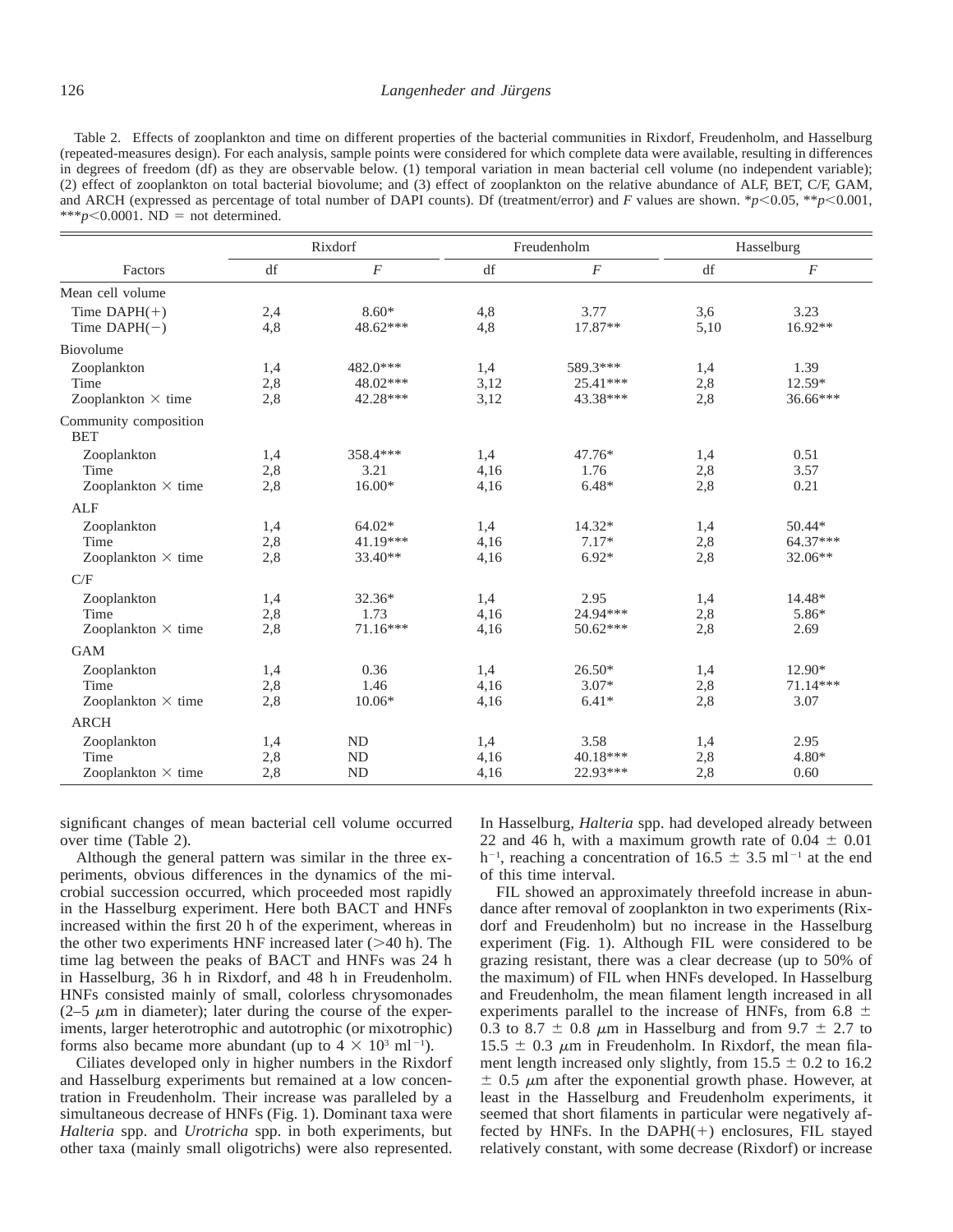Table 2. Effects of zooplankton and time on different properties of the bacterial communities in Rixdorf, Freudenholm, and Hasselburg (repeated-measures design). For each analysis, sample points were considered for which complete data were available, resulting in differences in degrees of freedom (df) as they are observable below. (1) temporal variation in mean bacterial cell volume (no independent variable); (2) effect of zooplankton on total bacterial biovolume; and (3) effect of zooplankton on the relative abundance of ALF, BET, C/F, GAM, and ARCH (expressed as percentage of total number of DAPI counts). Df (treatment/error) and $F$ values are shown. *$p<0.05$, **$p<0.001$, ***$p<0.0001$. ND = not determined.

| Factors | Rixdorf | | Freudenholm | | Hasselburg | |
|---|---|---|---|---|---|---|
| | df | $F$ | df | $F$ | df | $F$ |
| **Mean cell volume** | | | | | | |
| Time DAPH(+) | 2,4 | 8.60* | 4,8 | 3.77 | 3,6 | 3.23 |
| Time DAPH(−) | 4,8 | 48.62*** | 4,8 | 17.87** | 5,10 | 16.92** |
| **Biovolume** | | | | | | |
| Zooplankton | 1,4 | 482.0*** | 1,4 | 589.3*** | 1,4 | 1.39 |
| Time | 2,8 | 48.02*** | 3,12 | 25.41*** | 2,8 | 12.59* |
| Zooplankton × time | 2,8 | 42.28*** | 3,12 | 43.38*** | 2,8 | 36.66*** |
| **Community composition** | | | | | | |
| BET | | | | | | |
| Zooplankton | 1,4 | 358.4*** | 1,4 | 47.76* | 1,4 | 0.51 |
| Time | 2,8 | 3.21 | 4,16 | 1.76 | 2,8 | 3.57 |
| Zooplankton × time | 2,8 | 16.00* | 4,16 | 6.48* | 2,8 | 0.21 |
| ALF | | | | | | |
| Zooplankton | 1,4 | 64.02* | 1,4 | 14.32* | 1,4 | 50.44* |
| Time | 2,8 | 41.19*** | 4,16 | 7.17* | 2,8 | 64.37*** |
| Zooplankton × time | 2,8 | 33.40** | 4,16 | 6.92* | 2,8 | 32.06** |
| C/F | | | | | | |
| Zooplankton | 1,4 | 32.36* | 1,4 | 2.95 | 1,4 | 14.48* |
| Time | 2,8 | 1.73 | 4,16 | 24.94*** | 2,8 | 5.86* |
| Zooplankton × time | 2,8 | 71.16*** | 4,16 | 50.62*** | 2,8 | 2.69 |
| GAM | | | | | | |
| Zooplankton | 1,4 | 0.36 | 1,4 | 26.50* | 1,4 | 12.90* |
| Time | 2,8 | 1.46 | 4,16 | 3.07* | 2,8 | 71.14*** |
| Zooplankton × time | 2,8 | 10.06* | 4,16 | 6.41* | 2,8 | 3.07 |
| ARCH | | | | | | |
| Zooplankton | 1,4 | ND | 1,4 | 3.58 | 1,4 | 2.95 |
| Time | 2,8 | ND | 4,16 | 40.18*** | 2,8 | 4.80* |
| Zooplankton × time | 2,8 | ND | 4,16 | 22.93*** | 2,8 | 0.60 |

significant changes of mean bacterial cell volume occurred over time (Table 2).

Although the general pattern was similar in the three experiments, obvious differences in the dynamics of the microbial succession occurred, which proceeded most rapidly in the Hasselburg experiment. Here both BACT and HNFs increased within the first 20 h of the experiment, whereas in the other two experiments HNF increased later (>40 h). The time lag between the peaks of BACT and HNFs was 24 h in Hasselburg, 36 h in Rixdorf, and 48 h in Freudenholm. HNFs consisted mainly of small, colorless chrysomonades (2–5 $\mu$m in diameter); later during the course of the experiments, larger heterotrophic and autotrophic (or mixotrophic) forms also became more abundant (up to $4 \times 10^3$ ml$^{-1}$).

Ciliates developed only in higher numbers in the Rixdorf and Hasselburg experiments but remained at a low concentration in Freudenholm. Their increase was paralleled by a simultaneous decrease of HNFs (Fig. 1). Dominant taxa were *Halteria* spp. and *Urotricha* spp. in both experiments, but other taxa (mainly small oligotrichs) were also represented. In Hasselburg, *Halteria* spp. had developed already between 22 and 46 h, with a maximum growth rate of $0.04 \pm 0.01$ h$^{-1}$, reaching a concentration of $16.5 \pm 3.5$ ml$^{-1}$ at the end of this time interval.

FIL showed an approximately threefold increase in abundance after removal of zooplankton in two experiments (Rixdorf and Freudenholm) but no increase in the Hasselburg experiment (Fig. 1). Although FIL were considered to be grazing resistant, there was a clear decrease (up to 50% of the maximum) of FIL when HNFs developed. In Hasselburg and Freudenholm, the mean filament length increased in all experiments parallel to the increase of HNFs, from $6.8 \pm 0.3$ to $8.7 \pm 0.8$ $\mu$m in Hasselburg and from $9.7 \pm 2.7$ to $15.5 \pm 0.3$ $\mu$m in Freudenholm. In Rixdorf, the mean filament length increased only slightly, from $15.5 \pm 0.2$ to $16.2 \pm 0.5$ $\mu$m after the exponential growth phase. However, at least in the Hasselburg and Freudenholm experiments, it seemed that short filaments in particular were negatively affected by HNFs. In the DAPH(+) enclosures, FIL stayed relatively constant, with some decrease (Rixdorf) or increase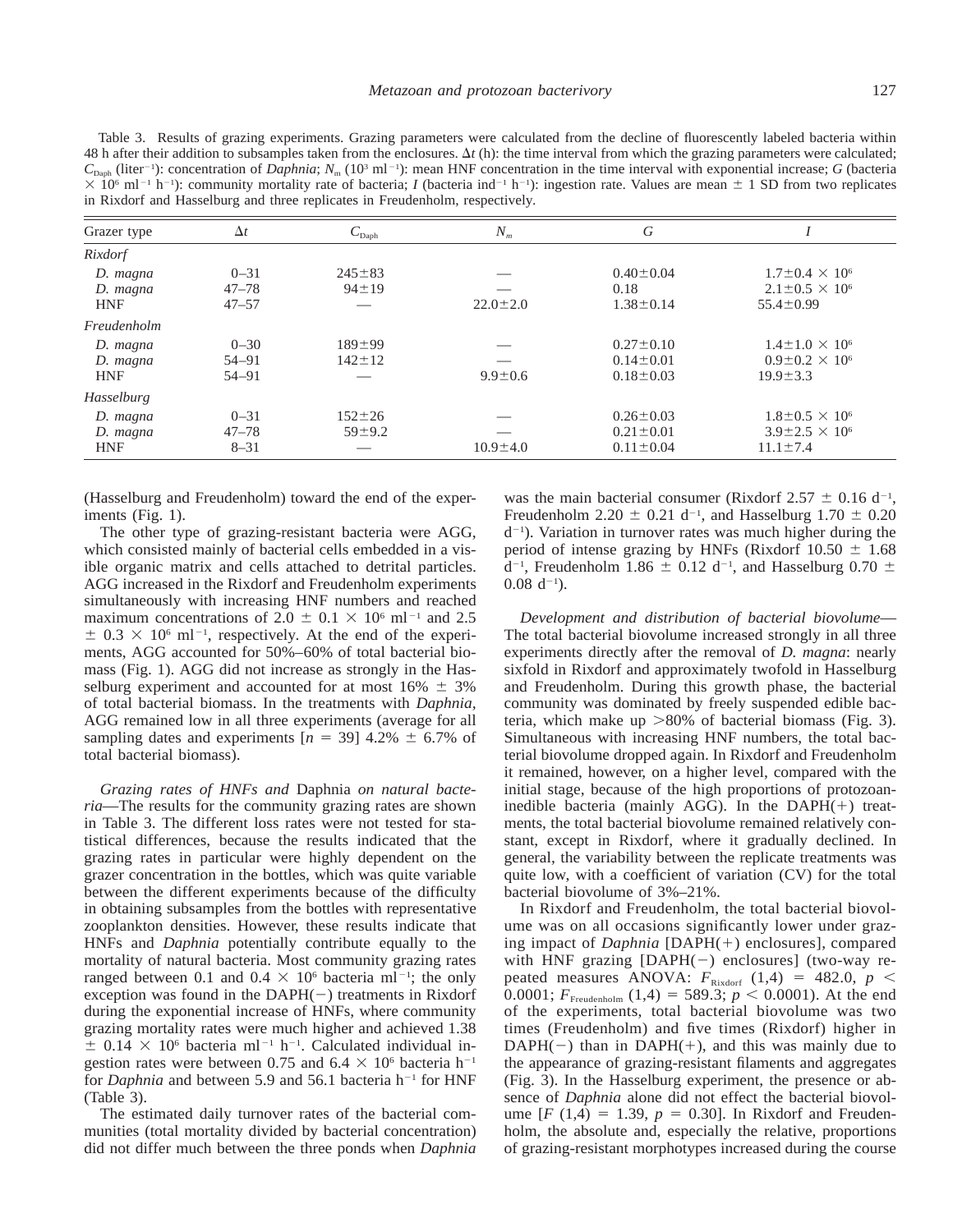Table 3. Results of grazing experiments. Grazing parameters were calculated from the decline of fluorescently labeled bacteria within 48 h after their addition to subsamples taken from the enclosures. $\Delta t$ (h): the time interval from which the grazing parameters were calculated; $C_{Daph}$ (liter$^{-1}$): concentration of *Daphnia*; $N_m$ ($10^3$ ml$^{-1}$): mean HNF concentration in the time interval with exponential increase; $G$ (bacteria $\times 10^6$ ml$^{-1}$ h$^{-1}$): community mortality rate of bacteria; $I$ (bacteria ind$^{-1}$ h$^{-1}$): ingestion rate. Values are mean $\pm$ 1 SD from two replicates in Rixdorf and Hasselburg and three replicates in Freudenholm, respectively.

| Grazer type | $\Delta t$ | $C_{Daph}$ | $N_m$ | $G$ | $I$ |
|---|---|---|---|---|---|
| *Rixdorf* | | | | | |
| *D. magna* | 0–31 | 245±83 | — | 0.40±0.04 | 1.7±0.4 × 10⁶ |
| *D. magna* | 47–78 | 94±19 | — | 0.18 | 2.1±0.5 × 10⁶ |
| HNF | 47–57 | — | 22.0±2.0 | 1.38±0.14 | 55.4±0.99 |
| *Freudenholm* | | | | | |
| *D. magna* | 0–30 | 189±99 | — | 0.27±0.10 | 1.4±1.0 × 10⁶ |
| *D. magna* | 54–91 | 142±12 | — | 0.14±0.01 | 0.9±0.2 × 10⁶ |
| HNF | 54–91 | — | 9.9±0.6 | 0.18±0.03 | 19.9±3.3 |
| *Hasselburg* | | | | | |
| *D. magna* | 0–31 | 152±26 | — | 0.26±0.03 | 1.8±0.5 × 10⁶ |
| *D. magna* | 47–78 | 59±9.2 | — | 0.21±0.01 | 3.9±2.5 × 10⁶ |
| HNF | 8–31 | — | 10.9±4.0 | 0.11±0.04 | 11.1±7.4 |

(Hasselburg and Freudenholm) toward the end of the experiments (Fig. 1).

The other type of grazing-resistant bacteria were AGG, which consisted mainly of bacterial cells embedded in a visible organic matrix and cells attached to detrital particles. AGG increased in the Rixdorf and Freudenholm experiments simultaneously with increasing HNF numbers and reached maximum concentrations of $2.0 \pm 0.1 \times 10^6$ ml$^{-1}$ and $2.5 \pm 0.3 \times 10^6$ ml$^{-1}$, respectively. At the end of the experiments, AGG accounted for 50%–60% of total bacterial biomass (Fig. 1). AGG did not increase as strongly in the Hasselburg experiment and accounted for at most 16% ± 3% of total bacterial biomass. In the treatments with *Daphnia*, AGG remained low in all three experiments (average for all sampling dates and experiments [$n = 39$] 4.2% ± 6.7% of total bacterial biomass).

*Grazing rates of HNFs and* Daphnia *on natural bacteria*—The results for the community grazing rates are shown in Table 3. The different loss rates were not tested for statistical differences, because the results indicated that the grazing rates in particular were highly dependent on the grazer concentration in the bottles, which was quite variable between the different experiments because of the difficulty in obtaining subsamples from the bottles with representative zooplankton densities. However, these results indicate that HNFs and *Daphnia* potentially contribute equally to the mortality of natural bacteria. Most community grazing rates ranged between 0.1 and $0.4 \times 10^6$ bacteria ml$^{-1}$; the only exception was found in the DAPH(−) treatments in Rixdorf during the exponential increase of HNFs, where community grazing mortality rates were much higher and achieved $1.38 \pm 0.14 \times 10^6$ bacteria ml$^{-1}$ h$^{-1}$. Calculated individual ingestion rates were between 0.75 and $6.4 \times 10^6$ bacteria h$^{-1}$ for *Daphnia* and between 5.9 and 56.1 bacteria h$^{-1}$ for HNF (Table 3).

The estimated daily turnover rates of the bacterial communities (total mortality divided by bacterial concentration) did not differ much between the three ponds when *Daphnia* was the main bacterial consumer (Rixdorf 2.57 ± 0.16 d$^{-1}$, Freudenholm 2.20 ± 0.21 d$^{-1}$, and Hasselburg 1.70 ± 0.20 d$^{-1}$). Variation in turnover rates was much higher during the period of intense grazing by HNFs (Rixdorf 10.50 ± 1.68 d$^{-1}$, Freudenholm 1.86 ± 0.12 d$^{-1}$, and Hasselburg 0.70 ± 0.08 d$^{-1}$).

*Development and distribution of bacterial biovolume*—The total bacterial biovolume increased strongly in all three experiments directly after the removal of *D. magna*: nearly sixfold in Rixdorf and approximately twofold in Hasselburg and Freudenholm. During this growth phase, the bacterial community was dominated by freely suspended edible bacteria, which make up >80% of bacterial biomass (Fig. 3). Simultaneous with increasing HNF numbers, the total bacterial biovolume dropped again. In Rixdorf and Freudenholm it remained, however, on a higher level, compared with the initial stage, because of the high proportions of protozoan-inedible bacteria (mainly AGG). In the DAPH(+) treatments, the total bacterial biovolume remained relatively constant, except in Rixdorf, where it gradually declined. In general, the variability between the replicate treatments was quite low, with a coefficient of variation (CV) for the total bacterial biovolume of 3%–21%.

In Rixdorf and Freudenholm, the total bacterial biovolume was on all occasions significantly lower under grazing impact of *Daphnia* [DAPH(+) enclosures], compared with HNF grazing [DAPH(−) enclosures] (two-way repeated measures ANOVA: $F_{Rixdorf}$ (1,4) = 482.0, $p < 0.0001$; $F_{Freudenholm}$ (1,4) = 589.3; $p < 0.0001$). At the end of the experiments, total bacterial biovolume was two times (Freudenholm) and five times (Rixdorf) higher in DAPH(−) than in DAPH(+), and this was mainly due to the appearance of grazing-resistant filaments and aggregates (Fig. 3). In the Hasselburg experiment, the presence or absence of *Daphnia* alone did not effect the bacterial biovolume [$F$ (1,4) = 1.39, $p = 0.30$]. In Rixdorf and Freudenholm, the absolute and, especially the relative, proportions of grazing-resistant morphotypes increased during the course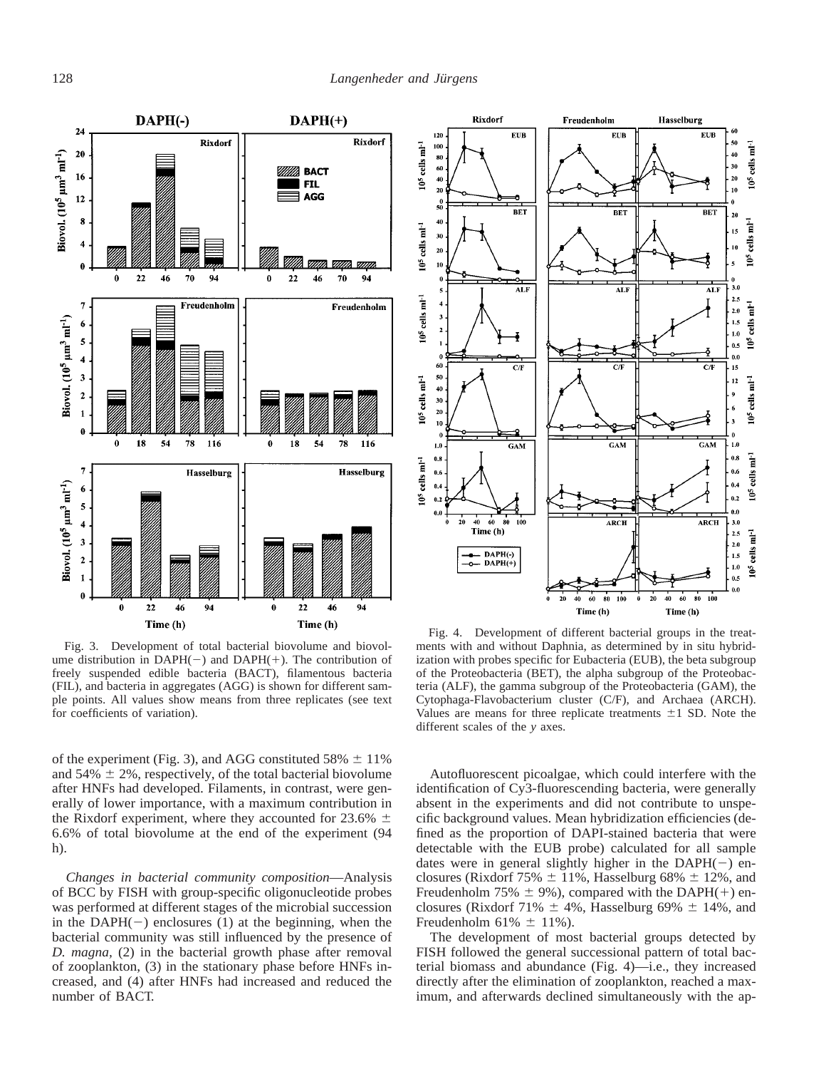Fig. 3. Development of total bacterial biovolume and biovolume distribution in DAPH(−) and DAPH(+). The contribution of freely suspended edible bacteria (BACT), filamentous bacteria (FIL), and bacteria in aggregates (AGG) is shown for different sample points. All values show means from three replicates (see text for coefficients of variation).

Fig. 4. Development of different bacterial groups in the treatments with and without Daphnia, as determined by in situ hybridization with probes specific for Eubacteria (EUB), the beta subgroup of the Proteobacteria (BET), the alpha subgroup of the Proteobacteria (ALF), the gamma subgroup of the Proteobacteria (GAM), the Cytophaga-Flavobacterium cluster (C/F), and Archaea (ARCH). Values are means for three replicate treatments ±1 SD. Note the different scales of the *y* axes.

of the experiment (Fig. 3), and AGG constituted 58% ± 11% and 54% ± 2%, respectively, of the total bacterial biovolume after HNFs had developed. Filaments, in contrast, were generally of lower importance, with a maximum contribution in the Rixdorf experiment, where they accounted for 23.6% ± 6.6% of total biovolume at the end of the experiment (94 h).

*Changes in bacterial community composition*—Analysis of BCC by FISH with group-specific oligonucleotide probes was performed at different stages of the microbial succession in the DAPH(−) enclosures (1) at the beginning, when the bacterial community was still influenced by the presence of *D. magna*, (2) in the bacterial growth phase after removal of zooplankton, (3) in the stationary phase before HNFs increased, and (4) after HNFs had increased and reduced the number of BACT.

Autofluorescent picoalgae, which could interfere with the identification of Cy3-fluorescending bacteria, were generally absent in the experiments and did not contribute to unspecific background values. Mean hybridization efficiencies (defined as the proportion of DAPI-stained bacteria that were detectable with the EUB probe) calculated for all sample dates were in general slightly higher in the DAPH(−) enclosures (Rixdorf 75% ± 11%, Hasselburg 68% ± 12%, and Freudenholm 75% ± 9%), compared with the DAPH(+) enclosures (Rixdorf 71% ± 4%, Hasselburg 69% ± 14%, and Freudenholm 61% ± 11%).

The development of most bacterial groups detected by FISH followed the general successional pattern of total bacterial biomass and abundance (Fig. 4)—i.e., they increased directly after the elimination of zooplankton, reached a maximum, and afterwards declined simultaneously with the ap-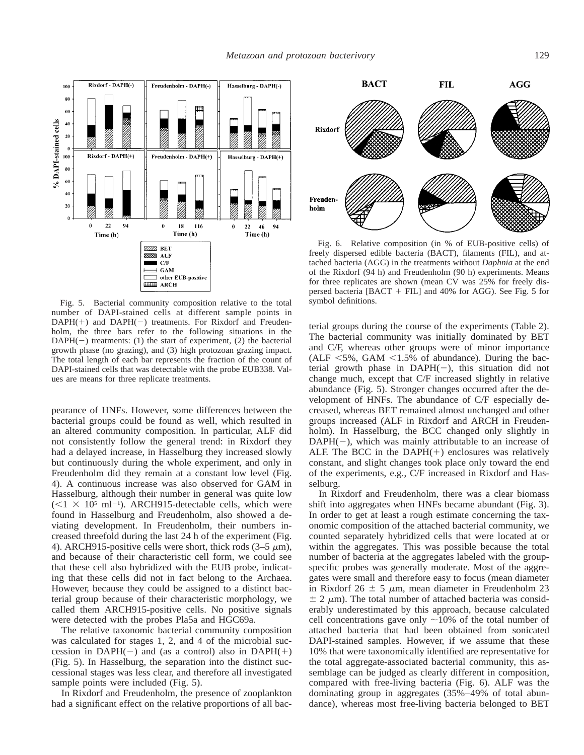Fig. 5. Bacterial community composition relative to the total number of DAPI-stained cells at different sample points in DAPH(+) and DAPH(−) treatments. For Rixdorf and Freudenholm, the three bars refer to the following situations in the DAPH(−) treatments: (1) the start of experiment, (2) the bacterial growth phase (no grazing), and (3) high protozoan grazing impact. The total length of each bar represents the fraction of the count of DAPI-stained cells that was detectable with the probe EUB338. Values are means for three replicate treatments.

Fig. 6. Relative composition (in % of EUB-positive cells) of freely dispersed edible bacteria (BACT), filaments (FIL), and attached bacteria (AGG) in the treatments without *Daphnia* at the end of the Rixdorf (94 h) and Freudenholm (90 h) experiments. Means for three replicates are shown (mean CV was 25% for freely dispersed bacteria [BACT + FIL] and 40% for AGG). See Fig. 5 for symbol definitions.

pearance of HNFs. However, some differences between the bacterial groups could be found as well, which resulted in an altered community composition. In particular, ALF did not consistently follow the general trend: in Rixdorf they had a delayed increase, in Hasselburg they increased slowly but continuously during the whole experiment, and only in Freudenholm did they remain at a constant low level (Fig. 4). A continuous increase was also observed for GAM in Hasselburg, although their number in general was quite low ($<1 \times 10^5$ ml$^{-1}$). ARCH915-detectable cells, which were found in Hasselburg and Freudenholm, also showed a deviating development. In Freudenholm, their numbers increased threefold during the last 24 h of the experiment (Fig. 4). ARCH915-positive cells were short, thick rods (3–5 $\mu$m), and because of their characteristic cell form, we could see that these cell also hybridized with the EUB probe, indicating that these cells did not in fact belong to the Archaea. However, because they could be assigned to a distinct bacterial group because of their characteristic morphology, we called them ARCH915-positive cells. No positive signals were detected with the probes Pla5a and HGC69a.

The relative taxonomic bacterial community composition was calculated for stages 1, 2, and 4 of the microbial succession in DAPH(−) and (as a control) also in DAPH(+) (Fig. 5). In Hasselburg, the separation into the distinct successional stages was less clear, and therefore all investigated sample points were included (Fig. 5).

In Rixdorf and Freudenholm, the presence of zooplankton had a significant effect on the relative proportions of all bacterial groups during the course of the experiments (Table 2). The bacterial community was initially dominated by BET and C/F, whereas other groups were of minor importance (ALF <5%, GAM <1.5% of abundance). During the bacterial growth phase in DAPH(−), this situation did not change much, except that C/F increased slightly in relative abundance (Fig. 5). Stronger changes occurred after the development of HNFs. The abundance of C/F especially decreased, whereas BET remained almost unchanged and other groups increased (ALF in Rixdorf and ARCH in Freudenholm). In Hasselburg, the BCC changed only slightly in DAPH(−), which was mainly attributable to an increase of ALF. The BCC in the DAPH(+) enclosures was relatively constant, and slight changes took place only toward the end of the experiments, e.g., C/F increased in Rixdorf and Hasselburg.

In Rixdorf and Freudenholm, there was a clear biomass shift into aggregates when HNFs became abundant (Fig. 3). In order to get at least a rough estimate concerning the taxonomic composition of the attached bacterial community, we counted separately hybridized cells that were located at or within the aggregates. This was possible because the total number of bacteria at the aggregates labeled with the group-specific probes was generally moderate. Most of the aggregates were small and therefore easy to focus (mean diameter in Rixdorf 26 $\pm$ 5 $\mu$m, mean diameter in Freudenholm 23 $\pm$ 2 $\mu$m). The total number of attached bacteria was considerably underestimated by this approach, because calculated cell concentrations gave only ~10% of the total number of attached bacteria that had been obtained from sonicated DAPI-stained samples. However, if we assume that these 10% that were taxonomically identified are representative for the total aggregate-associated bacterial community, this assemblage can be judged as clearly different in composition, compared with free-living bacteria (Fig. 6). ALF was the dominating group in aggregates (35%–49% of total abundance), whereas most free-living bacteria belonged to BET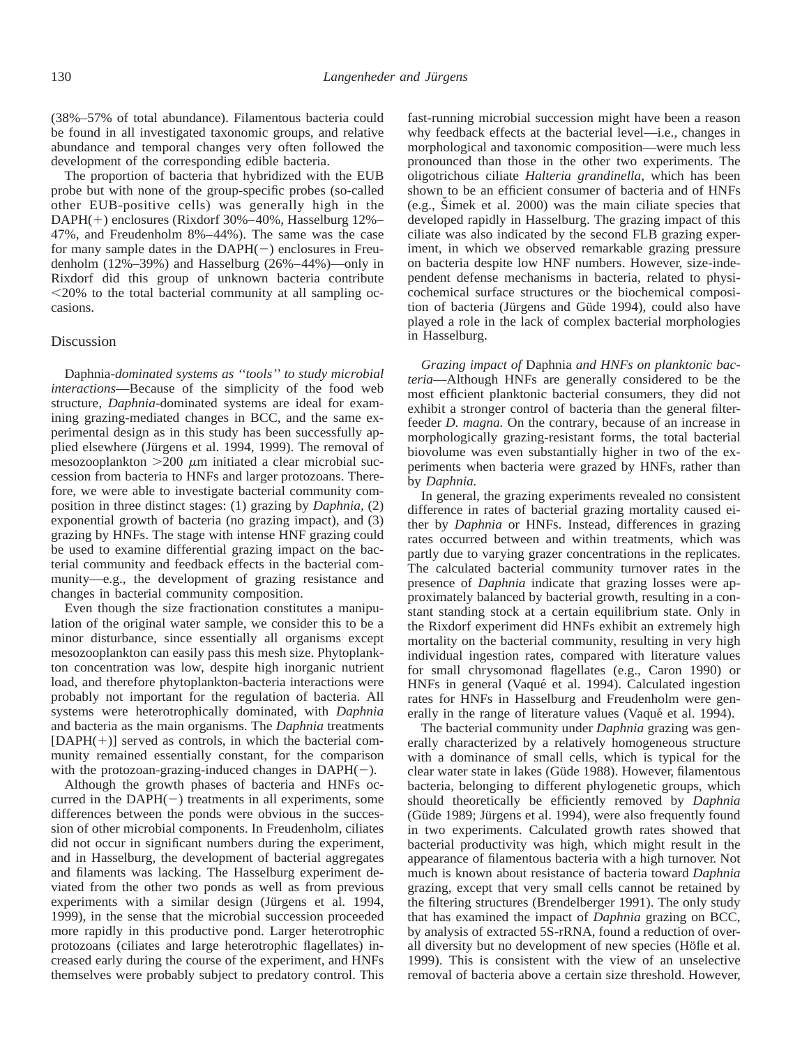(38%–57% of total abundance). Filamentous bacteria could be found in all investigated taxonomic groups, and relative abundance and temporal changes very often followed the development of the corresponding edible bacteria.

The proportion of bacteria that hybridized with the EUB probe but with none of the group-specific probes (so-called other EUB-positive cells) was generally high in the DAPH(+) enclosures (Rixdorf 30%–40%, Hasselburg 12%–47%, and Freudenholm 8%–44%). The same was the case for many sample dates in the DAPH(−) enclosures in Freudenholm (12%–39%) and Hasselburg (26%–44%)—only in Rixdorf did this group of unknown bacteria contribute <20% to the total bacterial community at all sampling occasions.

## Discussion

*Daphnia-dominated systems as ''tools'' to study microbial interactions*—Because of the simplicity of the food web structure, *Daphnia*-dominated systems are ideal for examining grazing-mediated changes in BCC, and the same experimental design as in this study has been successfully applied elsewhere (Jürgens et al. 1994, 1999). The removal of mesozooplankton >200 $\mu$m initiated a clear microbial succession from bacteria to HNFs and larger protozoans. Therefore, we were able to investigate bacterial community composition in three distinct stages: (1) grazing by *Daphnia*, (2) exponential growth of bacteria (no grazing impact), and (3) grazing by HNFs. The stage with intense HNF grazing could be used to examine differential grazing impact on the bacterial community and feedback effects in the bacterial community—e.g., the development of grazing resistance and changes in bacterial community composition.

Even though the size fractionation constitutes a manipulation of the original water sample, we consider this to be a minor disturbance, since essentially all organisms except mesozooplankton can easily pass this mesh size. Phytoplankton concentration was low, despite high inorganic nutrient load, and therefore phytoplankton-bacteria interactions were probably not important for the regulation of bacteria. All systems were heterotrophically dominated, with *Daphnia* and bacteria as the main organisms. The *Daphnia* treatments [DAPH(+)] served as controls, in which the bacterial community remained essentially constant, for the comparison with the protozoan-grazing-induced changes in DAPH(−).

Although the growth phases of bacteria and HNFs occurred in the DAPH(−) treatments in all experiments, some differences between the ponds were obvious in the succession of other microbial components. In Freudenholm, ciliates did not occur in significant numbers during the experiment, and in Hasselburg, the development of bacterial aggregates and filaments was lacking. The Hasselburg experiment deviated from the other two ponds as well as from previous experiments with a similar design (Jürgens et al. 1994, 1999), in the sense that the microbial succession proceeded more rapidly in this productive pond. Larger heterotrophic protozoans (ciliates and large heterotrophic flagellates) increased early during the course of the experiment, and HNFs themselves were probably subject to predatory control. This fast-running microbial succession might have been a reason why feedback effects at the bacterial level—i.e., changes in morphological and taxonomic composition—were much less pronounced than those in the other two experiments. The oligotrichous ciliate *Halteria grandinella*, which has been shown to be an efficient consumer of bacteria and of HNFs (e.g., Šimek et al. 2000) was the main ciliate species that developed rapidly in Hasselburg. The grazing impact of this ciliate was also indicated by the second FLB grazing experiment, in which we observed remarkable grazing pressure on bacteria despite low HNF numbers. However, size-independent defense mechanisms in bacteria, related to physicochemical surface structures or the biochemical composition of bacteria (Jürgens and Güde 1994), could also have played a role in the lack of complex bacterial morphologies in Hasselburg.

*Grazing impact of* Daphnia *and HNFs on planktonic bacteria*—Although HNFs are generally considered to be the most efficient planktonic bacterial consumers, they did not exhibit a stronger control of bacteria than the general filter-feeder *D. magna.* On the contrary, because of an increase in morphologically grazing-resistant forms, the total bacterial biovolume was even substantially higher in two of the experiments when bacteria were grazed by HNFs, rather than by *Daphnia.*

In general, the grazing experiments revealed no consistent difference in rates of bacterial grazing mortality caused either by *Daphnia* or HNFs. Instead, differences in grazing rates occurred between and within treatments, which was partly due to varying grazer concentrations in the replicates. The calculated bacterial community turnover rates in the presence of *Daphnia* indicate that grazing losses were approximately balanced by bacterial growth, resulting in a constant standing stock at a certain equilibrium state. Only in the Rixdorf experiment did HNFs exhibit an extremely high mortality on the bacterial community, resulting in very high individual ingestion rates, compared with literature values for small chrysomonad flagellates (e.g., Caron 1990) or HNFs in general (Vaqué et al. 1994). Calculated ingestion rates for HNFs in Hasselburg and Freudenholm were generally in the range of literature values (Vaqué et al. 1994).

The bacterial community under *Daphnia* grazing was generally characterized by a relatively homogeneous structure with a dominance of small cells, which is typical for the clear water state in lakes (Güde 1988). However, filamentous bacteria, belonging to different phylogenetic groups, which should theoretically be efficiently removed by *Daphnia* (Güde 1989; Jürgens et al. 1994), were also frequently found in two experiments. Calculated growth rates showed that bacterial productivity was high, which might result in the appearance of filamentous bacteria with a high turnover. Not much is known about resistance of bacteria toward *Daphnia* grazing, except that very small cells cannot be retained by the filtering structures (Brendelberger 1991). The only study that has examined the impact of *Daphnia* grazing on BCC, by analysis of extracted 5S-rRNA, found a reduction of overall diversity but no development of new species (Höfle et al. 1999). This is consistent with the view of an unselective removal of bacteria above a certain size threshold. However,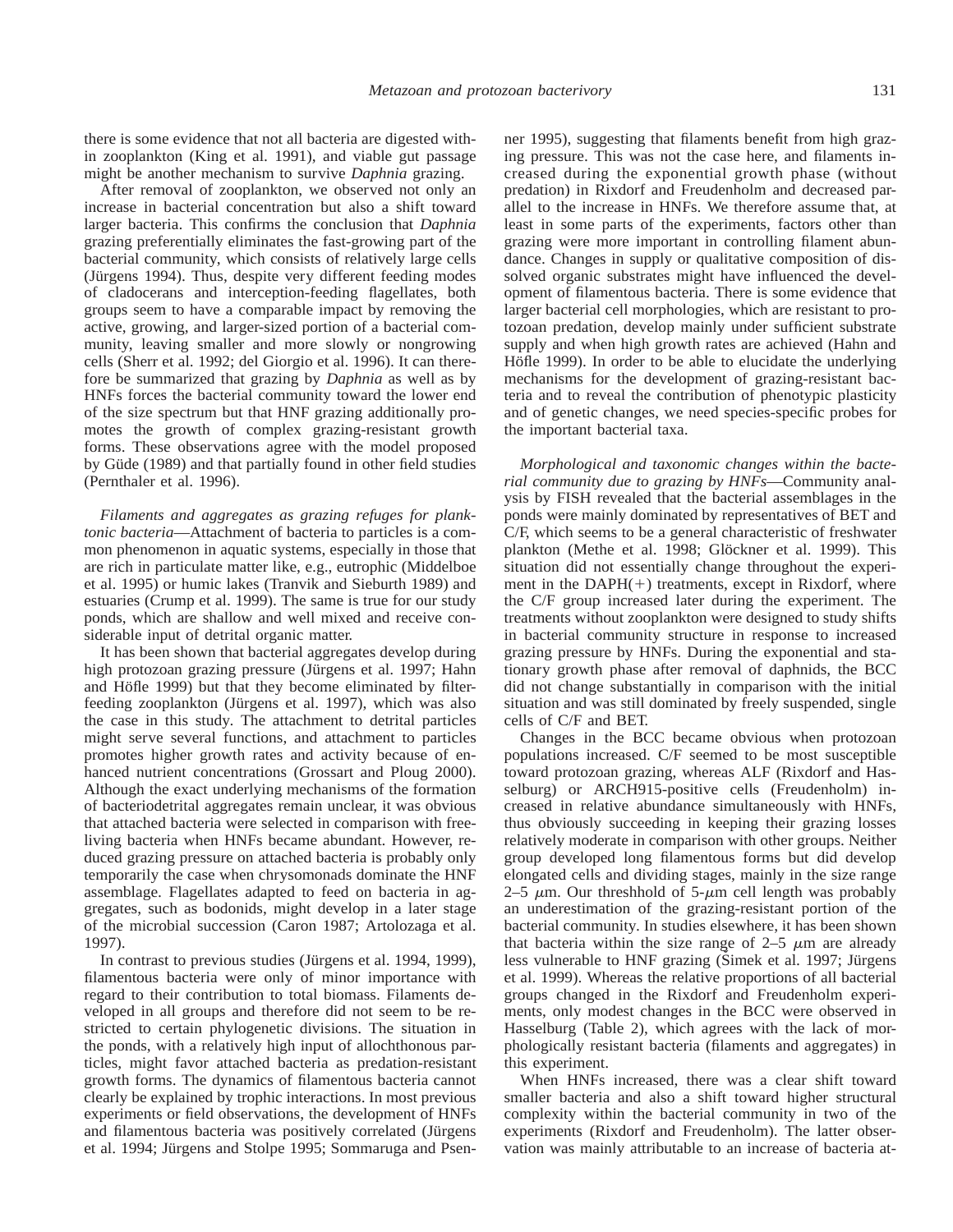there is some evidence that not all bacteria are digested within zooplankton (King et al. 1991), and viable gut passage might be another mechanism to survive *Daphnia* grazing.

After removal of zooplankton, we observed not only an increase in bacterial concentration but also a shift toward larger bacteria. This confirms the conclusion that *Daphnia* grazing preferentially eliminates the fast-growing part of the bacterial community, which consists of relatively large cells (Jürgens 1994). Thus, despite very different feeding modes of cladocerans and interception-feeding flagellates, both groups seem to have a comparable impact by removing the active, growing, and larger-sized portion of a bacterial community, leaving smaller and more slowly or nongrowing cells (Sherr et al. 1992; del Giorgio et al. 1996). It can therefore be summarized that grazing by *Daphnia* as well as by HNFs forces the bacterial community toward the lower end of the size spectrum but that HNF grazing additionally promotes the growth of complex grazing-resistant growth forms. These observations agree with the model proposed by Güde (1989) and that partially found in other field studies (Pernthaler et al. 1996).

*Filaments and aggregates as grazing refuges for planktonic bacteria*—Attachment of bacteria to particles is a common phenomenon in aquatic systems, especially in those that are rich in particulate matter like, e.g., eutrophic (Middelboe et al. 1995) or humic lakes (Tranvik and Sieburth 1989) and estuaries (Crump et al. 1999). The same is true for our study ponds, which are shallow and well mixed and receive considerable input of detrital organic matter.

It has been shown that bacterial aggregates develop during high protozoan grazing pressure (Jürgens et al. 1997; Hahn and Höfle 1999) but that they become eliminated by filter-feeding zooplankton (Jürgens et al. 1997), which was also the case in this study. The attachment to detrital particles might serve several functions, and attachment to particles promotes higher growth rates and activity because of enhanced nutrient concentrations (Grossart and Ploug 2000). Although the exact underlying mechanisms of the formation of bacteriodetrital aggregates remain unclear, it was obvious that attached bacteria were selected in comparison with free-living bacteria when HNFs became abundant. However, reduced grazing pressure on attached bacteria is probably only temporarily the case when chrysomonads dominate the HNF assemblage. Flagellates adapted to feed on bacteria in aggregates, such as bodonids, might develop in a later stage of the microbial succession (Caron 1987; Artolozaga et al. 1997).

In contrast to previous studies (Jürgens et al. 1994, 1999), filamentous bacteria were only of minor importance with regard to their contribution to total biomass. Filaments developed in all groups and therefore did not seem to be restricted to certain phylogenetic divisions. The situation in the ponds, with a relatively high input of allochthonous particles, might favor attached bacteria as predation-resistant growth forms. The dynamics of filamentous bacteria cannot clearly be explained by trophic interactions. In most previous experiments or field observations, the development of HNFs and filamentous bacteria was positively correlated (Jürgens et al. 1994; Jürgens and Stolpe 1995; Sommaruga and Psenner 1995), suggesting that filaments benefit from high grazing pressure. This was not the case here, and filaments increased during the exponential growth phase (without predation) in Rixdorf and Freudenholm and decreased parallel to the increase in HNFs. We therefore assume that, at least in some parts of the experiments, factors other than grazing were more important in controlling filament abundance. Changes in supply or qualitative composition of dissolved organic substrates might have influenced the development of filamentous bacteria. There is some evidence that larger bacterial cell morphologies, which are resistant to protozoan predation, develop mainly under sufficient substrate supply and when high growth rates are achieved (Hahn and Höfle 1999). In order to be able to elucidate the underlying mechanisms for the development of grazing-resistant bacteria and to reveal the contribution of phenotypic plasticity and of genetic changes, we need species-specific probes for the important bacterial taxa.

*Morphological and taxonomic changes within the bacterial community due to grazing by HNFs*—Community analysis by FISH revealed that the bacterial assemblages in the ponds were mainly dominated by representatives of BET and C/F, which seems to be a general characteristic of freshwater plankton (Methe et al. 1998; Glöckner et al. 1999). This situation did not essentially change throughout the experiment in the DAPH(+) treatments, except in Rixdorf, where the C/F group increased later during the experiment. The treatments without zooplankton were designed to study shifts in bacterial community structure in response to increased grazing pressure by HNFs. During the exponential and stationary growth phase after removal of daphnids, the BCC did not change substantially in comparison with the initial situation and was still dominated by freely suspended, single cells of C/F and BET.

Changes in the BCC became obvious when protozoan populations increased. C/F seemed to be most susceptible toward protozoan grazing, whereas ALF (Rixdorf and Hasselburg) or ARCH915-positive cells (Freudenholm) increased in relative abundance simultaneously with HNFs, thus obviously succeeding in keeping their grazing losses relatively moderate in comparison with other groups. Neither group developed long filamentous forms but did develop elongated cells and dividing stages, mainly in the size range 2–5 $\mu$m. Our threshhold of 5-$\mu$m cell length was probably an underestimation of the grazing-resistant portion of the bacterial community. In studies elsewhere, it has been shown that bacteria within the size range of 2–5 $\mu$m are already less vulnerable to HNF grazing (Simek et al. 1997; Jürgens et al. 1999). Whereas the relative proportions of all bacterial groups changed in the Rixdorf and Freudenholm experiments, only modest changes in the BCC were observed in Hasselburg (Table 2), which agrees with the lack of morphologically resistant bacteria (filaments and aggregates) in this experiment.

When HNFs increased, there was a clear shift toward smaller bacteria and also a shift toward higher structural complexity within the bacterial community in two of the experiments (Rixdorf and Freudenholm). The latter observation was mainly attributable to an increase of bacteria at-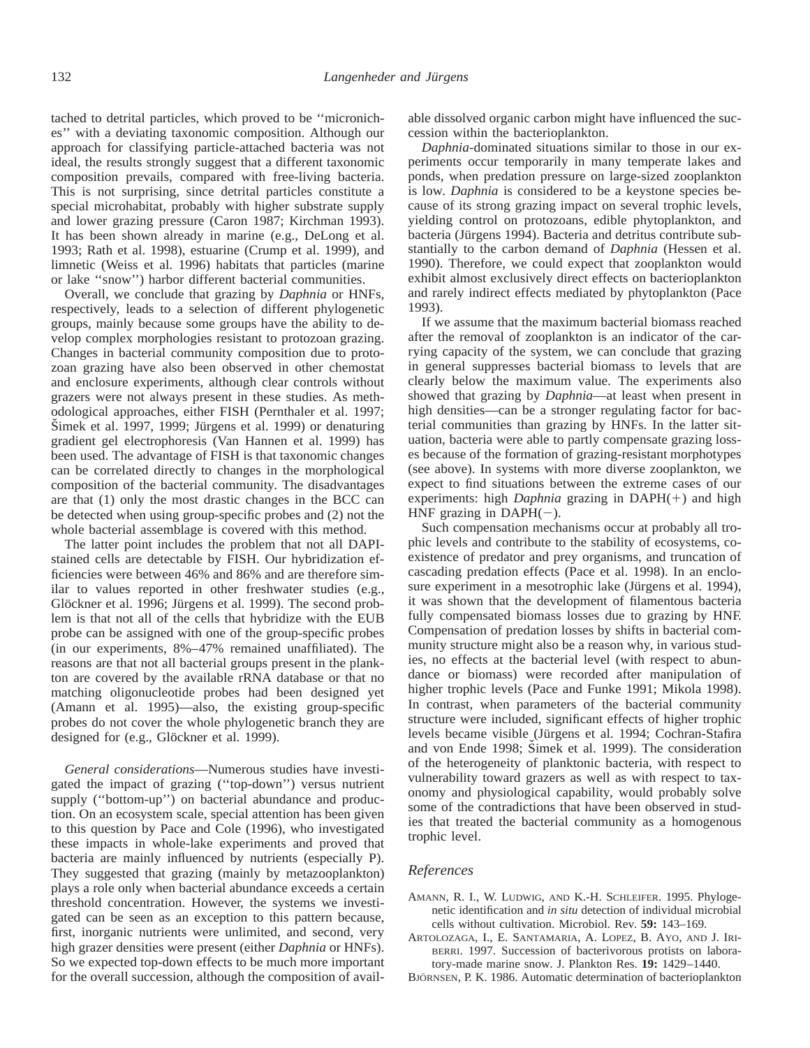tached to detrital particles, which proved to be ''microniches'' with a deviating taxonomic composition. Although our approach for classifying particle-attached bacteria was not ideal, the results strongly suggest that a different taxonomic composition prevails, compared with free-living bacteria. This is not surprising, since detrital particles constitute a special microhabitat, probably with higher substrate supply and lower grazing pressure (Caron 1987; Kirchman 1993). It has been shown already in marine (e.g., DeLong et al. 1993; Rath et al. 1998), estuarine (Crump et al. 1999), and limnetic (Weiss et al. 1996) habitats that particles (marine or lake ''snow'') harbor different bacterial communities.

Overall, we conclude that grazing by *Daphnia* or HNFs, respectively, leads to a selection of different phylogenetic groups, mainly because some groups have the ability to develop complex morphologies resistant to protozoan grazing. Changes in bacterial community composition due to protozoan grazing have also been observed in other chemostat and enclosure experiments, although clear controls without grazers were not always present in these studies. As methodological approaches, either FISH (Pernthaler et al. 1997; Šimek et al. 1997, 1999; Jürgens et al. 1999) or denaturing gradient gel electrophoresis (Van Hannen et al. 1999) has been used. The advantage of FISH is that taxonomic changes can be correlated directly to changes in the morphological composition of the bacterial community. The disadvantages are that (1) only the most drastic changes in the BCC can be detected when using group-specific probes and (2) not the whole bacterial assemblage is covered with this method.

The latter point includes the problem that not all DAPI-stained cells are detectable by FISH. Our hybridization efficiencies were between 46% and 86% and are therefore similar to values reported in other freshwater studies (e.g., Glöckner et al. 1996; Jürgens et al. 1999). The second problem is that not all of the cells that hybridize with the EUB probe can be assigned with one of the group-specific probes (in our experiments, 8%–47% remained unaffiliated). The reasons are that not all bacterial groups present in the plankton are covered by the available rRNA database or that no matching oligonucleotide probes had been designed yet (Amann et al. 1995)—also, the existing group-specific probes do not cover the whole phylogenetic branch they are designed for (e.g., Glöckner et al. 1999).

*General considerations*—Numerous studies have investigated the impact of grazing (''top-down'') versus nutrient supply (''bottom-up'') on bacterial abundance and production. On an ecosystem scale, special attention has been given to this question by Pace and Cole (1996), who investigated these impacts in whole-lake experiments and proved that bacteria are mainly influenced by nutrients (especially P). They suggested that grazing (mainly by metazooplankton) plays a role only when bacterial abundance exceeds a certain threshold concentration. However, the systems we investigated can be seen as an exception to this pattern because, first, inorganic nutrients were unlimited, and second, very high grazer densities were present (either *Daphnia* or HNFs). So we expected top-down effects to be much more important for the overall succession, although the composition of available dissolved organic carbon might have influenced the succession within the bacterioplankton.

*Daphnia*-dominated situations similar to those in our experiments occur temporarily in many temperate lakes and ponds, when predation pressure on large-sized zooplankton is low. *Daphnia* is considered to be a keystone species because of its strong grazing impact on several trophic levels, yielding control on protozoans, edible phytoplankton, and bacteria (Jürgens 1994). Bacteria and detritus contribute substantially to the carbon demand of *Daphnia* (Hessen et al. 1990). Therefore, we could expect that zooplankton would exhibit almost exclusively direct effects on bacterioplankton and rarely indirect effects mediated by phytoplankton (Pace 1993).

If we assume that the maximum bacterial biomass reached after the removal of zooplankton is an indicator of the carrying capacity of the system, we can conclude that grazing in general suppresses bacterial biomass to levels that are clearly below the maximum value. The experiments also showed that grazing by *Daphnia*—at least when present in high densities—can be a stronger regulating factor for bacterial communities than grazing by HNFs. In the latter situation, bacteria were able to partly compensate grazing losses because of the formation of grazing-resistant morphotypes (see above). In systems with more diverse zooplankton, we expect to find situations between the extreme cases of our experiments: high *Daphnia* grazing in DAPH(+) and high HNF grazing in DAPH(−).

Such compensation mechanisms occur at probably all trophic levels and contribute to the stability of ecosystems, coexistence of predator and prey organisms, and truncation of cascading predation effects (Pace et al. 1998). In an enclosure experiment in a mesotrophic lake (Jürgens et al. 1994), it was shown that the development of filamentous bacteria fully compensated biomass losses due to grazing by HNF. Compensation of predation losses by shifts in bacterial community structure might also be a reason why, in various studies, no effects at the bacterial level (with respect to abundance or biomass) were recorded after manipulation of higher trophic levels (Pace and Funke 1991; Mikola 1998). In contrast, when parameters of the bacterial community structure were included, significant effects of higher trophic levels became visible (Jürgens et al. 1994; Cochran-Stafira and von Ende 1998; Šimek et al. 1999). The consideration of the heterogeneity of planktonic bacteria, with respect to vulnerability toward grazers as well as with respect to taxonomy and physiological capability, would probably solve some of the contradictions that have been observed in studies that treated the bacterial community as a homogenous trophic level.

## References

Amann, R. I., W. Ludwig, and K.-H. Schleifer. 1995. Phylogenetic identification and *in situ* detection of individual microbial cells without cultivation. Microbiol. Rev. **59:** 143–169.

Artolozaga, I., E. Santamaria, A. Lopez, B. Ayo, and J. Iriberri. 1997. Succession of bacterivorous protists on laboratory-made marine snow. J. Plankton Res. **19:** 1429–1440.

Björnsen, P. K. 1986. Automatic determination of bacterioplankton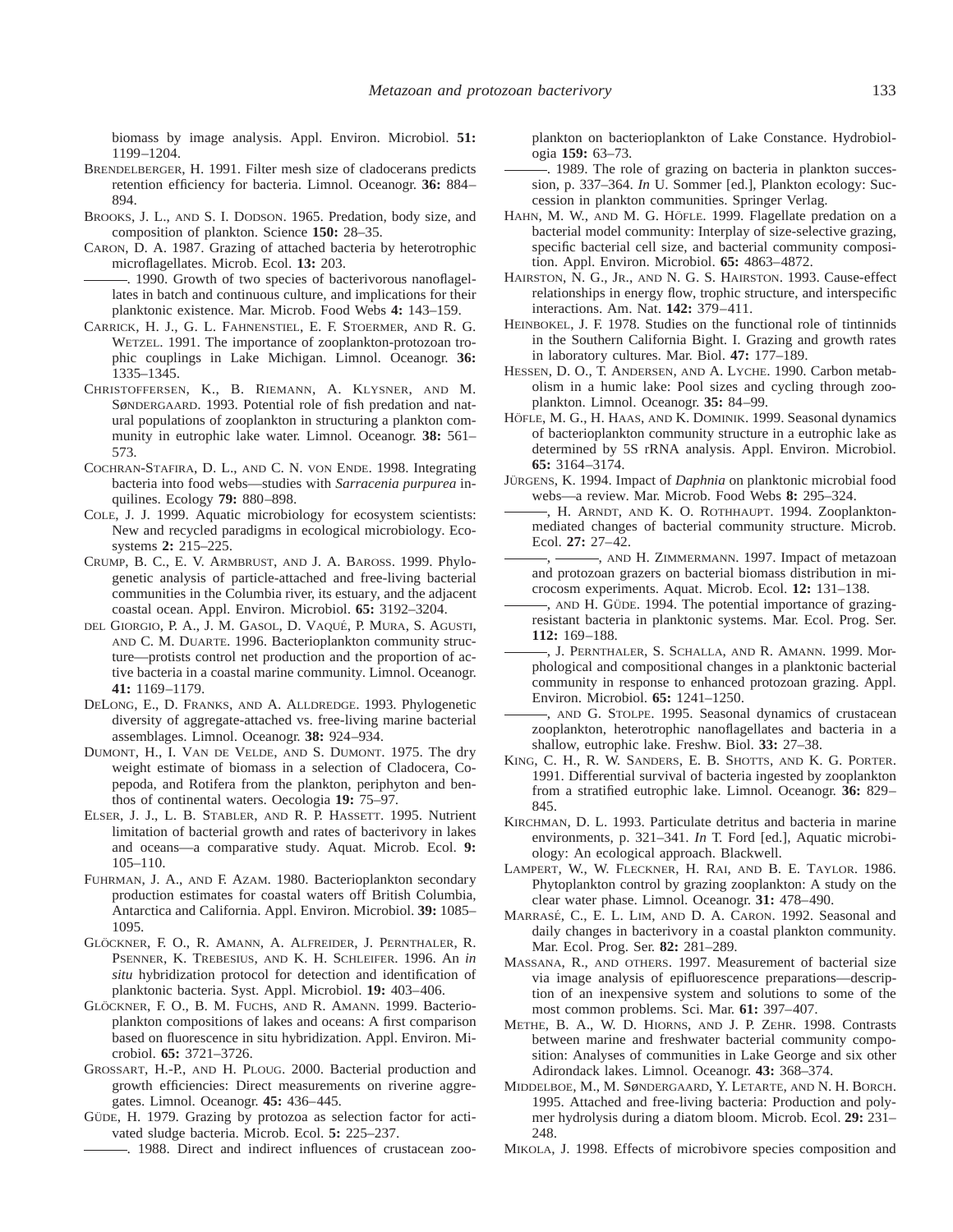biomass by image analysis. Appl. Environ. Microbiol. **51:** 1199–1204.

BRENDELBERGER, H. 1991. Filter mesh size of cladocerans predicts retention efficiency for bacteria. Limnol. Oceanogr. **36:** 884–894.

BROOKS, J. L., AND S. I. DODSON. 1965. Predation, body size, and composition of plankton. Science **150:** 28–35.

CARON, D. A. 1987. Grazing of attached bacteria by heterotrophic microflagellates. Microb. Ecol. **13:** 203.

———. 1990. Growth of two species of bacterivorous nanoflagellates in batch and continuous culture, and implications for their planktonic existence. Mar. Microb. Food Webs **4:** 143–159.

CARRICK, H. J., G. L. FAHNENSTIEL, E. F. STOERMER, AND R. G. WETZEL. 1991. The importance of zooplankton-protozoan trophic couplings in Lake Michigan. Limnol. Oceanogr. **36:** 1335–1345.

CHRISTOFFERSEN, K., B. RIEMANN, A. KLYSNER, AND M. SØNDERGAARD. 1993. Potential role of fish predation and natural populations of zooplankton in structuring a plankton community in eutrophic lake water. Limnol. Oceanogr. **38:** 561–573.

COCHRAN-STAFIRA, D. L., AND C. N. VON ENDE. 1998. Integrating bacteria into food webs—studies with *Sarracenia purpurea* inquilines. Ecology **79:** 880–898.

COLE, J. J. 1999. Aquatic microbiology for ecosystem scientists: New and recycled paradigms in ecological microbiology. Ecosystems **2:** 215–225.

CRUMP, B. C., E. V. ARMBRUST, AND J. A. BAROSS. 1999. Phylogenetic analysis of particle-attached and free-living bacterial communities in the Columbia river, its estuary, and the adjacent coastal ocean. Appl. Environ. Microbiol. **65:** 3192–3204.

DEL GIORGIO, P. A., J. M. GASOL, D. VAQUÉ, P. MURA, S. AGUSTI, AND C. M. DUARTE. 1996. Bacterioplankton community structure—protists control net production and the proportion of active bacteria in a coastal marine community. Limnol. Oceanogr. **41:** 1169–1179.

DELONG, E., D. FRANKS, AND A. ALLDREDGE. 1993. Phylogenetic diversity of aggregate-attached vs. free-living marine bacterial assemblages. Limnol. Oceanogr. **38:** 924–934.

DUMONT, H., I. VAN DE VELDE, AND S. DUMONT. 1975. The dry weight estimate of biomass in a selection of Cladocera, Copepoda, and Rotifera from the plankton, periphyton and benthos of continental waters. Oecologia **19:** 75–97.

ELSER, J. J., L. B. STABLER, AND R. P. HASSETT. 1995. Nutrient limitation of bacterial growth and rates of bacterivory in lakes and oceans—a comparative study. Aquat. Microb. Ecol. **9:** 105–110.

FUHRMAN, J. A., AND F. AZAM. 1980. Bacterioplankton secondary production estimates for coastal waters off British Columbia, Antarctica and California. Appl. Environ. Microbiol. **39:** 1085–1095.

GLÖCKNER, F. O., R. AMANN, A. ALFREIDER, J. PERNTHALER, R. PSENNER, K. TREBESIUS, AND K. H. SCHLEIFER. 1996. An *in situ* hybridization protocol for detection and identification of planktonic bacteria. Syst. Appl. Microbiol. **19:** 403–406.

GLÖCKNER, F. O., B. M. FUCHS, AND R. AMANN. 1999. Bacterioplankton compositions of lakes and oceans: A first comparison based on fluorescence in situ hybridization. Appl. Environ. Microbiol. **65:** 3721–3726.

GROSSART, H.-P., AND H. PLOUG. 2000. Bacterial production and growth efficiencies: Direct measurements on riverine aggregates. Limnol. Oceanogr. **45:** 436–445.

GÜDE, H. 1979. Grazing by protozoa as selection factor for activated sludge bacteria. Microb. Ecol. **5:** 225–237.

———. 1988. Direct and indirect influences of crustacean zooplankton on bacterioplankton of Lake Constance. Hydrobiologia **159:** 63–73.

———. 1989. The role of grazing on bacteria in plankton succession, p. 337–364. *In* U. Sommer [ed.], Plankton ecology: Succession in plankton communities. Springer Verlag.

HAHN, M. W., AND M. G. HÖFLE. 1999. Flagellate predation on a bacterial model community: Interplay of size-selective grazing, specific bacterial cell size, and bacterial community composition. Appl. Environ. Microbiol. **65:** 4863–4872.

HAIRSTON, N. G., JR., AND N. G. S. HAIRSTON. 1993. Cause-effect relationships in energy flow, trophic structure, and interspecific interactions. Am. Nat. **142:** 379–411.

HEINBOKEL, J. F. 1978. Studies on the functional role of tintinnids in the Southern California Bight. I. Grazing and growth rates in laboratory cultures. Mar. Biol. **47:** 177–189.

HESSEN, D. O., T. ANDERSEN, AND A. LYCHE. 1990. Carbon metabolism in a humic lake: Pool sizes and cycling through zooplankton. Limnol. Oceanogr. **35:** 84–99.

HÖFLE, M. G., H. HAAS, AND K. DOMINIK. 1999. Seasonal dynamics of bacterioplankton community structure in a eutrophic lake as determined by 5S rRNA analysis. Appl. Environ. Microbiol. **65:** 3164–3174.

JÜRGENS, K. 1994. Impact of *Daphnia* on planktonic microbial food webs—a review. Mar. Microb. Food Webs **8:** 295–324.

———, H. ARNDT, AND K. O. ROTHHAUPT. 1994. Zooplankton-mediated changes of bacterial community structure. Microb. Ecol. **27:** 27–42.

———, ———, AND H. ZIMMERMANN. 1997. Impact of metazoan and protozoan grazers on bacterial biomass distribution in microcosm experiments. Aquat. Microb. Ecol. **12:** 131–138.

———, AND H. GÜDE. 1994. The potential importance of grazing-resistant bacteria in planktonic systems. Mar. Ecol. Prog. Ser. **112:** 169–188.

———, J. PERNTHALER, S. SCHALLA, AND R. AMANN. 1999. Morphological and compositional changes in a planktonic bacterial community in response to enhanced protozoan grazing. Appl. Environ. Microbiol. **65:** 1241–1250.

———, AND G. STOLPE. 1995. Seasonal dynamics of crustacean zooplankton, heterotrophic nanoflagellates and bacteria in a shallow, eutrophic lake. Freshw. Biol. **33:** 27–38.

KING, C. H., R. W. SANDERS, E. B. SHOTTS, AND K. G. PORTER. 1991. Differential survival of bacteria ingested by zooplankton from a stratified eutrophic lake. Limnol. Oceanogr. **36:** 829–845.

KIRCHMAN, D. L. 1993. Particulate detritus and bacteria in marine environments, p. 321–341. *In* T. Ford [ed.], Aquatic microbiology: An ecological approach. Blackwell.

LAMPERT, W., W. FLECKNER, H. RAI, AND B. E. TAYLOR. 1986. Phytoplankton control by grazing zooplankton: A study on the clear water phase. Limnol. Oceanogr. **31:** 478–490.

MARRASÉ, C., E. L. LIM, AND D. A. CARON. 1992. Seasonal and daily changes in bacterivory in a coastal plankton community. Mar. Ecol. Prog. Ser. **82:** 281–289.

MASSANA, R., AND OTHERS. 1997. Measurement of bacterial size via image analysis of epifluorescence preparations—description of an inexpensive system and solutions to some of the most common problems. Sci. Mar. **61:** 397–407.

METHE, B. A., W. D. HIORNS, AND J. P. ZEHR. 1998. Contrasts between marine and freshwater bacterial community composition: Analyses of communities in Lake George and six other Adirondack lakes. Limnol. Oceanogr. **43:** 368–374.

MIDDELBOE, M., M. SØNDERGAARD, Y. LETARTE, AND N. H. BORCH. 1995. Attached and free-living bacteria: Production and polymer hydrolysis during a diatom bloom. Microb. Ecol. **29:** 231–248.

MIKOLA, J. 1998. Effects of microbivore species composition and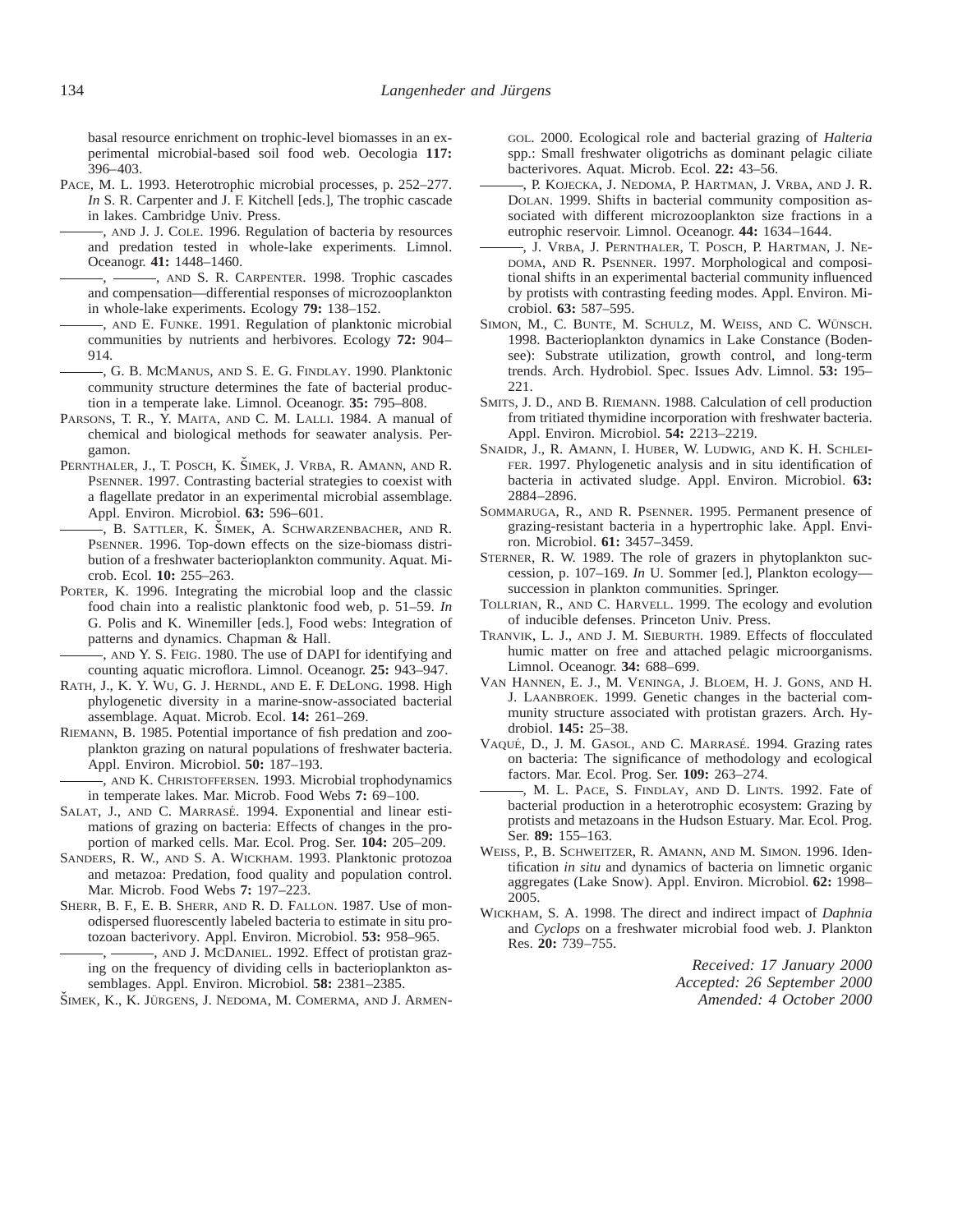basal resource enrichment on trophic-level biomasses in an experimental microbial-based soil food web. Oecologia **117:** 396–403.

PACE, M. L. 1993. Heterotrophic microbial processes, p. 252–277. *In* S. R. Carpenter and J. F. Kitchell [eds.], The trophic cascade in lakes. Cambridge Univ. Press.

———, AND J. J. COLE. 1996. Regulation of bacteria by resources and predation tested in whole-lake experiments. Limnol. Oceanogr. **41:** 1448–1460.

———, ———, AND S. R. CARPENTER. 1998. Trophic cascades and compensation—differential responses of microzooplankton in whole-lake experiments. Ecology **79:** 138–152.

———, AND E. FUNKE. 1991. Regulation of planktonic microbial communities by nutrients and herbivores. Ecology **72:** 904–914.

———, G. B. MCMANUS, AND S. E. G. FINDLAY. 1990. Planktonic community structure determines the fate of bacterial production in a temperate lake. Limnol. Oceanogr. **35:** 795–808.

PARSONS, T. R., Y. MAITA, AND C. M. LALLI. 1984. A manual of chemical and biological methods for seawater analysis. Pergamon.

PERNTHALER, J., T. POSCH, K. ŠIMEK, J. VRBA, R. AMANN, AND R. PSENNER. 1997. Contrasting bacterial strategies to coexist with a flagellate predator in an experimental microbial assemblage. Appl. Environ. Microbiol. **63:** 596–601.

———, B. SATTLER, K. ŠIMEK, A. SCHWARZENBACHER, AND R. PSENNER. 1996. Top-down effects on the size-biomass distribution of a freshwater bacterioplankton community. Aquat. Microb. Ecol. **10:** 255–263.

PORTER, K. 1996. Integrating the microbial loop and the classic food chain into a realistic planktonic food web, p. 51–59. *In* G. Polis and K. Winemiller [eds.], Food webs: Integration of patterns and dynamics. Chapman & Hall.

———, AND Y. S. FEIG. 1980. The use of DAPI for identifying and counting aquatic microflora. Limnol. Oceanogr. **25:** 943–947.

RATH, J., K. Y. WU, G. J. HERNDL, AND E. F. DELONG. 1998. High phylogenetic diversity in a marine-snow-associated bacterial assemblage. Aquat. Microb. Ecol. **14:** 261–269.

RIEMANN, B. 1985. Potential importance of fish predation and zooplankton grazing on natural populations of freshwater bacteria. Appl. Environ. Microbiol. **50:** 187–193.

———, AND K. CHRISTOFFERSEN. 1993. Microbial trophodynamics in temperate lakes. Mar. Microb. Food Webs **7:** 69–100.

SALAT, J., AND C. MARRASÉ. 1994. Exponential and linear estimations of grazing on bacteria: Effects of changes in the proportion of marked cells. Mar. Ecol. Prog. Ser. **104:** 205–209.

SANDERS, R. W., AND S. A. WICKHAM. 1993. Planktonic protozoa and metazoa: Predation, food quality and population control. Mar. Microb. Food Webs **7:** 197–223.

SHERR, B. F., E. B. SHERR, AND R. D. FALLON. 1987. Use of monodispersed fluorescently labeled bacteria to estimate in situ protozoan bacterivory. Appl. Environ. Microbiol. **53:** 958–965.

———, ———, AND J. MCDANIEL. 1992. Effect of protistan grazing on the frequency of dividing cells in bacterioplankton assemblages. Appl. Environ. Microbiol. **58:** 2381–2385.

ŠIMEK, K., K. JÜRGENS, J. NEDOMA, M. COMERMA, AND J. ARMENGOL. 2000. Ecological role and bacterial grazing of *Halteria* spp.: Small freshwater oligotrichs as dominant pelagic ciliate bacterivores. Aquat. Microb. Ecol. **22:** 43–56.

———, P. KOJECKA, J. NEDOMA, P. HARTMAN, J. VRBA, AND J. R. DOLAN. 1999. Shifts in bacterial community composition associated with different microzooplankton size fractions in a eutrophic reservoir. Limnol. Oceanogr. **44:** 1634–1644.

———, J. VRBA, J. PERNTHALER, T. POSCH, P. HARTMAN, J. NEDOMA, AND R. PSENNER. 1997. Morphological and compositional shifts in an experimental bacterial community influenced by protists with contrasting feeding modes. Appl. Environ. Microbiol. **63:** 587–595.

SIMON, M., C. BUNTE, M. SCHULZ, M. WEISS, AND C. WÜNSCH. 1998. Bacterioplankton dynamics in Lake Constance (Bodensee): Substrate utilization, growth control, and long-term trends. Arch. Hydrobiol. Spec. Issues Adv. Limnol. **53:** 195–221.

SMITS, J. D., AND B. RIEMANN. 1988. Calculation of cell production from tritiated thymidine incorporation with freshwater bacteria. Appl. Environ. Microbiol. **54:** 2213–2219.

SNAIDR, J., R. AMANN, I. HUBER, W. LUDWIG, AND K. H. SCHLEIFER. 1997. Phylogenetic analysis and in situ identification of bacteria in activated sludge. Appl. Environ. Microbiol. **63:** 2884–2896.

SOMMARUGA, R., AND R. PSENNER. 1995. Permanent presence of grazing-resistant bacteria in a hypertrophic lake. Appl. Environ. Microbiol. **61:** 3457–3459.

STERNER, R. W. 1989. The role of grazers in phytoplankton succession, p. 107–169. *In* U. Sommer [ed.], Plankton ecology—succession in plankton communities. Springer.

TOLLRIAN, R., AND C. HARVELL. 1999. The ecology and evolution of inducible defenses. Princeton Univ. Press.

TRANVIK, L. J., AND J. M. SIEBURTH. 1989. Effects of flocculated humic matter on free and attached pelagic microorganisms. Limnol. Oceanogr. **34:** 688–699.

VAN HANNEN, E. J., M. VENINGA, J. BLOEM, H. J. GONS, AND H. J. LAANBROEK. 1999. Genetic changes in the bacterial community structure associated with protistan grazers. Arch. Hydrobiol. **145:** 25–38.

VAQUÉ, D., J. M. GASOL, AND C. MARRASÉ. 1994. Grazing rates on bacteria: The significance of methodology and ecological factors. Mar. Ecol. Prog. Ser. **109:** 263–274.

———, M. L. PACE, S. FINDLAY, AND D. LINTS. 1992. Fate of bacterial production in a heterotrophic ecosystem: Grazing by protists and metazoans in the Hudson Estuary. Mar. Ecol. Prog. Ser. **89:** 155–163.

WEISS, P., B. SCHWEITZER, R. AMANN, AND M. SIMON. 1996. Identification *in situ* and dynamics of bacteria on limnetic organic aggregates (Lake Snow). Appl. Environ. Microbiol. **62:** 1998–2005.

WICKHAM, S. A. 1998. The direct and indirect impact of *Daphnia* and *Cyclops* on a freshwater microbial food web. J. Plankton Res. **20:** 739–755.

*Received: 17 January 2000*
*Accepted: 26 September 2000*
*Amended: 4 October 2000*